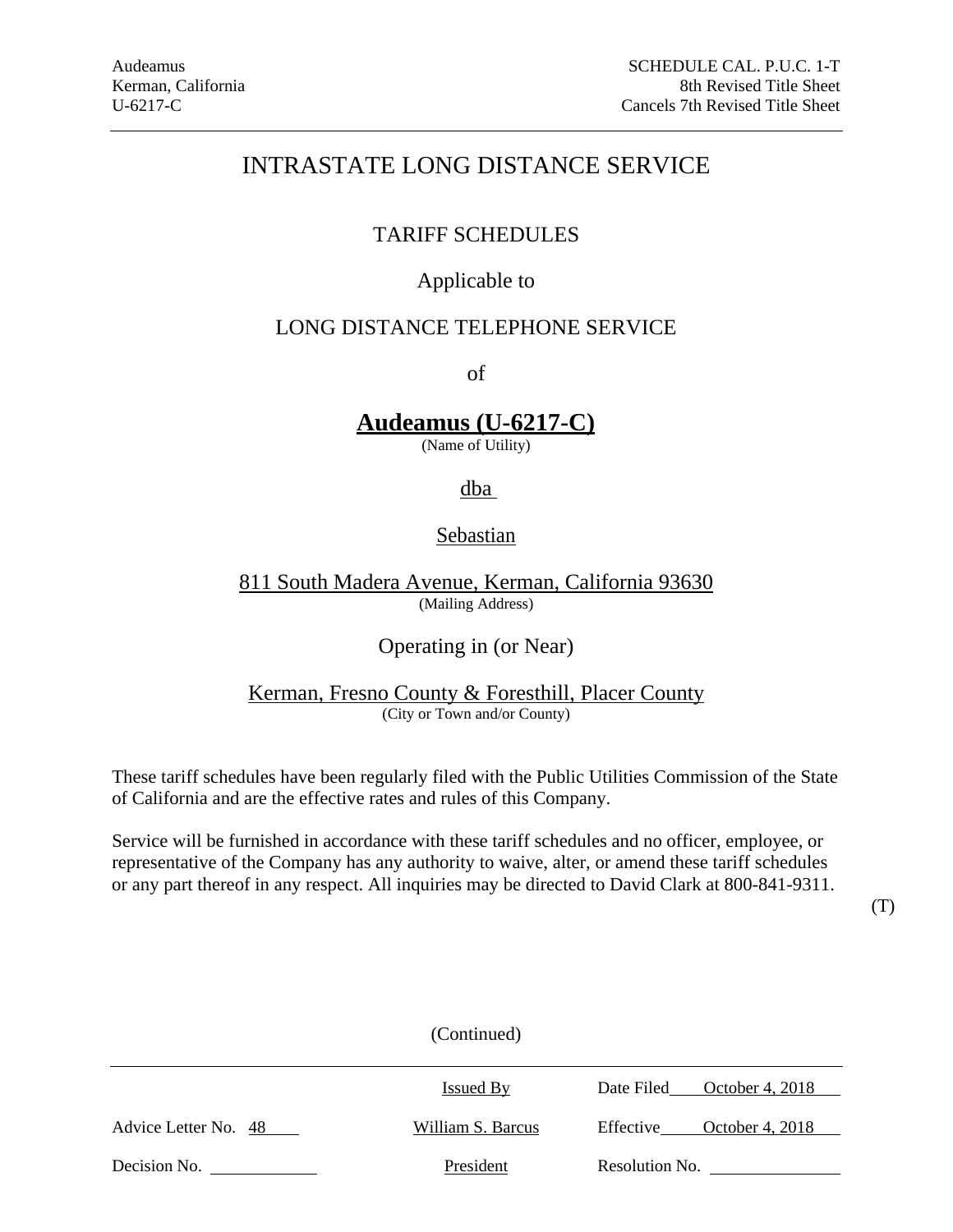Audeamus
Kerman, California
U-6217-C

SCHEDULE CAL. P.U.C. 1-T
8th Revised Title Sheet
Cancels 7th Revised Title Sheet

# INTRASTATE LONG DISTANCE SERVICE

## TARIFF SCHEDULES

Applicable to

## LONG DISTANCE TELEPHONE SERVICE

of

**Audeamus (U-6217-C)**
(Name of Utility)

dba

Sebastian

811 South Madera Avenue, Kerman, California 93630
(Mailing Address)

Operating in (or Near)

Kerman, Fresno County & Foresthill, Placer County
(City or Town and/or County)

These tariff schedules have been regularly filed with the Public Utilities Commission of the State of California and are the effective rates and rules of this Company.

Service will be furnished in accordance with these tariff schedules and no officer, employee, or representative of the Company has any authority to waive, alter, or amend these tariff schedules or any part thereof in any respect. All inquiries may be directed to David Clark at 800-841-9311. (T)

(Continued)

| | Issued By | Date Filed October 4, 2018 |
|---|---|---|
| Advice Letter No. 48 | William S. Barcus | Effective October 4, 2018 |
| Decision No. | President | Resolution No. |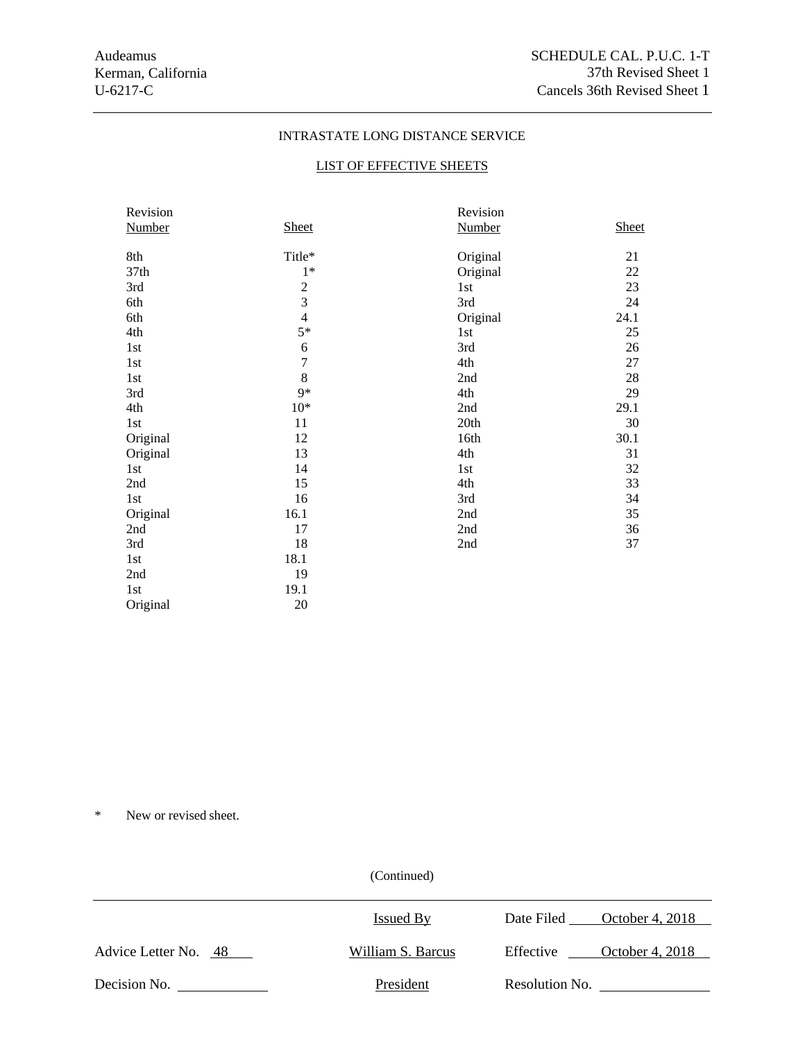Audeamus
Kerman, California
U-6217-C

SCHEDULE CAL. P.U.C. 1-T
37th Revised Sheet 1
Cancels 36th Revised Sheet 1

INTRASTATE LONG DISTANCE SERVICE

LIST OF EFFECTIVE SHEETS

| Revision Number | Sheet | Revision Number | Sheet |
|---|---|---|---|
| 8th | Title* | Original | 21 |
| 37th | 1* | Original | 22 |
| 3rd | 2 | 1st | 23 |
| 6th | 3 | 3rd | 24 |
| 6th | 4 | Original | 24.1 |
| 4th | 5* | 1st | 25 |
| 1st | 6 | 3rd | 26 |
| 1st | 7 | 4th | 27 |
| 1st | 8 | 2nd | 28 |
| 3rd | 9* | 4th | 29 |
| 4th | 10* | 2nd | 29.1 |
| 1st | 11 | 20th | 30 |
| Original | 12 | 16th | 30.1 |
| Original | 13 | 4th | 31 |
| 1st | 14 | 1st | 32 |
| 2nd | 15 | 4th | 33 |
| 1st | 16 | 3rd | 34 |
| Original | 16.1 | 2nd | 35 |
| 2nd | 17 | 2nd | 36 |
| 3rd | 18 | 2nd | 37 |
| 1st | 18.1 | | |
| 2nd | 19 | | |
| 1st | 19.1 | | |
| Original | 20 | | |

\* New or revised sheet.

(Continued)

| | Issued By | Date Filed | October 4, 2018 |
|---|---|---|---|
| Advice Letter No. 48 | William S. Barcus | Effective | October 4, 2018 |
| Decision No. | President | Resolution No. | |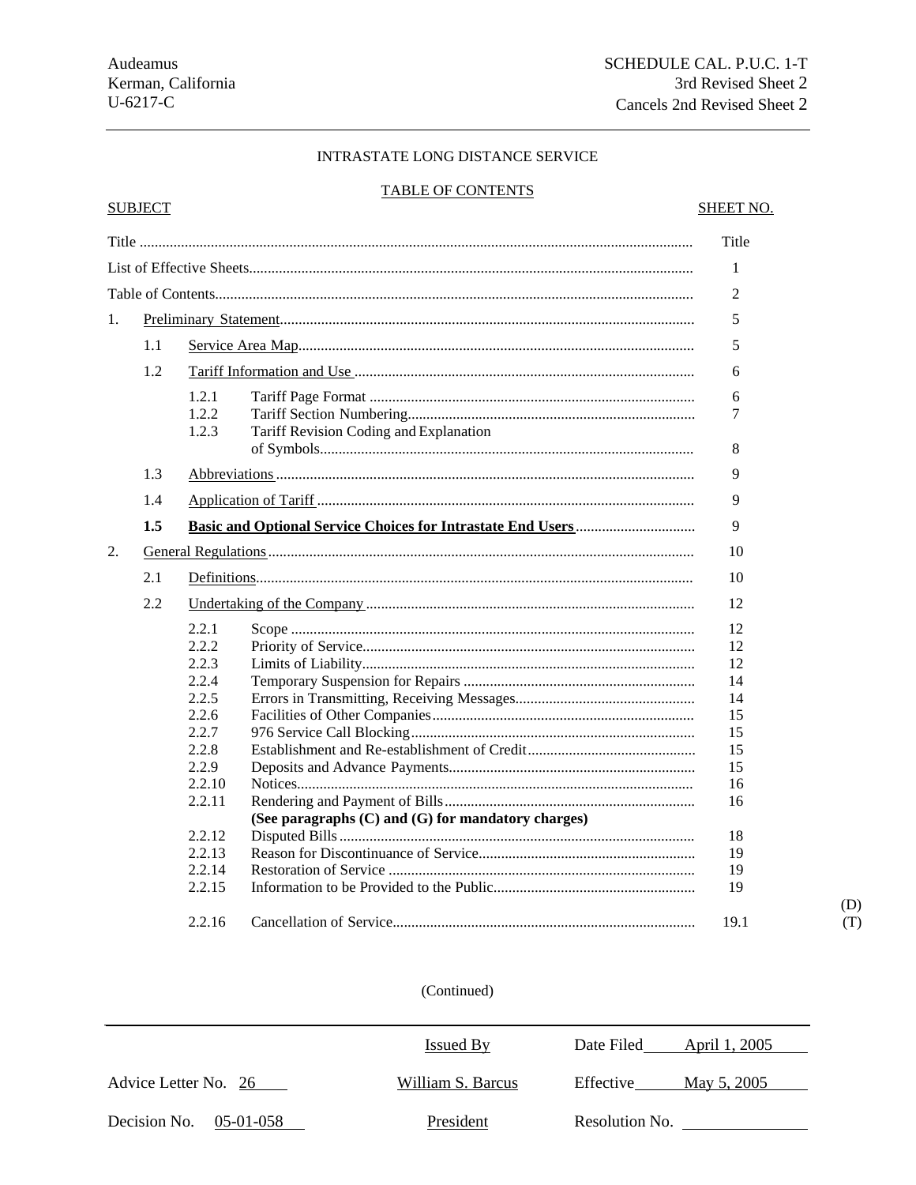Audeamus
Kerman, California
U-6217-C

SCHEDULE CAL. P.U.C. 1-T
3rd Revised Sheet 2
Cancels 2nd Revised Sheet 2

INTRASTATE LONG DISTANCE SERVICE

TABLE OF CONTENTS

| SUBJECT | | | | SHEET NO. | |
|---|---|---|---|---|---|
| Title | | | | Title | |
| List of Effective Sheets | | | | 1 | |
| Table of Contents | | | | 2 | |
| 1. | Preliminary Statement | | | 5 | |
| | 1.1 | Service Area Map | | 5 | |
| | 1.2 | Tariff Information and Use | | 6 | |
| | | 1.2.1 | Tariff Page Format | 6 | |
| | | 1.2.2 | Tariff Section Numbering | 7 | |
| | | 1.2.3 | Tariff Revision Coding and Explanation of Symbols | 8 | |
| | 1.3 | Abbreviations | | 9 | |
| | 1.4 | Application of Tariff | | 9 | |
| | **1.5** | **Basic and Optional Service Choices for Intrastate End Users** | | 9 | |
| 2. | General Regulations | | | 10 | |
| | 2.1 | Definitions | | 10 | |
| | 2.2 | Undertaking of the Company | | 12 | |
| | | 2.2.1 | Scope | 12 | |
| | | 2.2.2 | Priority of Service | 12 | |
| | | 2.2.3 | Limits of Liability | 12 | |
| | | 2.2.4 | Temporary Suspension for Repairs | 14 | |
| | | 2.2.5 | Errors in Transmitting, Receiving Messages | 14 | |
| | | 2.2.6 | Facilities of Other Companies | 15 | |
| | | 2.2.7 | 976 Service Call Blocking | 15 | |
| | | 2.2.8 | Establishment and Re-establishment of Credit | 15 | |
| | | 2.2.9 | Deposits and Advance Payments | 15 | |
| | | 2.2.10 | Notices | 16 | |
| | | 2.2.11 | Rendering and Payment of Bills **(See paragraphs (C) and (G) for mandatory charges)** | 16 | |
| | | 2.2.12 | Disputed Bills | 18 | |
| | | 2.2.13 | Reason for Discontinuance of Service | 19 | |
| | | 2.2.14 | Restoration of Service | 19 | |
| | | 2.2.15 | Information to be Provided to the Public | 19 | (D) |
| | | 2.2.16 | Cancellation of Service | 19.1 | (T) |

(Continued)

| Advice Letter No. 26 | Issued By | Date Filed April 1, 2005 |
|---|---|---|
| | William S. Barcus | Effective May 5, 2005 |
| Decision No. 05-01-058 | President | Resolution No. |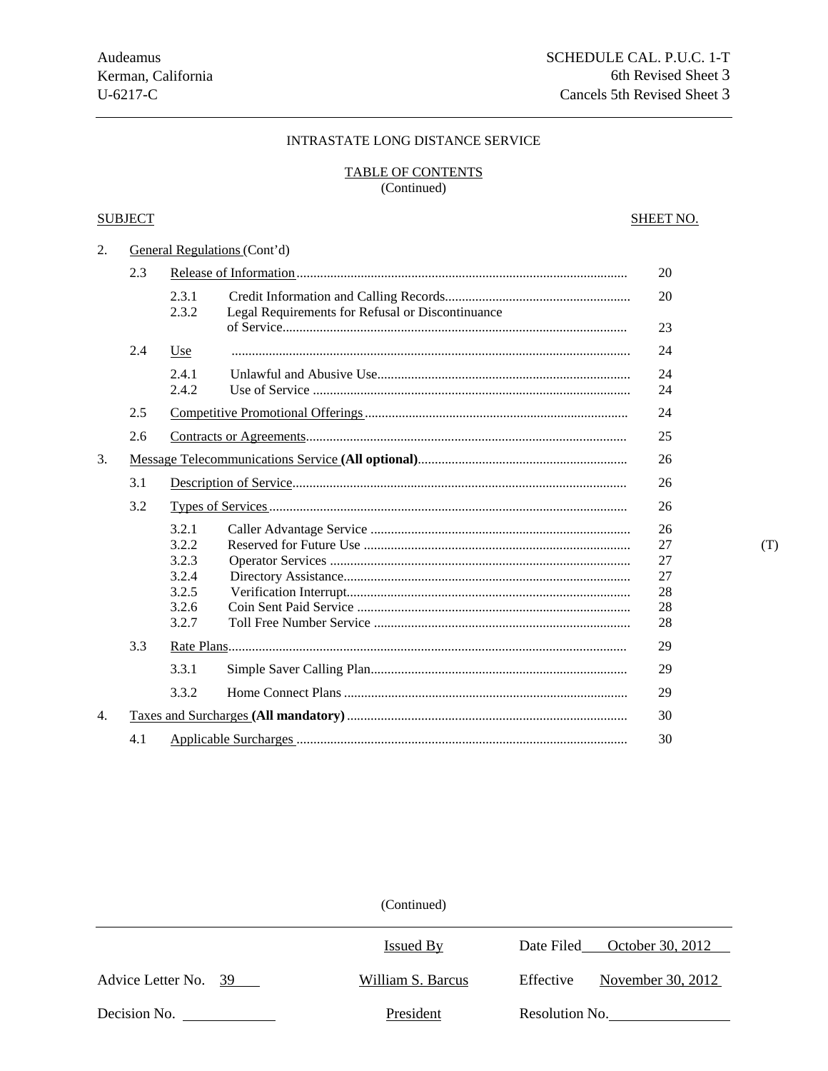Audeamus
Kerman, California
U-6217-C

SCHEDULE CAL. P.U.C. 1-T
6th Revised Sheet 3
Cancels 5th Revised Sheet 3

INTRASTATE LONG DISTANCE SERVICE

TABLE OF CONTENTS
(Continued)

| SUBJECT | | | | SHEET NO. | |
|---|---|---|---|---|---|
| 2. | General Regulations (Cont'd) | | | | |
| | 2.3 | Release of Information | | 20 | |
| | | 2.3.1 | Credit Information and Calling Records | 20 | |
| | | 2.3.2 | Legal Requirements for Refusal or Discontinuance of Service | 23 | |
| | 2.4 | Use | | 24 | |
| | | 2.4.1 | Unlawful and Abusive Use | 24 | |
| | | 2.4.2 | Use of Service | 24 | |
| | 2.5 | Competitive Promotional Offerings | | 24 | |
| | 2.6 | Contracts or Agreements | | 25 | |
| 3. | Message Telecommunications Service **(All optional)** | | | 26 | |
| | 3.1 | Description of Service | | 26 | |
| | 3.2 | Types of Services | | 26 | |
| | | 3.2.1 | Caller Advantage Service | 26 | |
| | | 3.2.2 | Reserved for Future Use | 27 | (T) |
| | | 3.2.3 | Operator Services | 27 | |
| | | 3.2.4 | Directory Assistance | 27 | |
| | | 3.2.5 | Verification Interrupt | 28 | |
| | | 3.2.6 | Coin Sent Paid Service | 28 | |
| | | 3.2.7 | Toll Free Number Service | 28 | |
| | 3.3 | Rate Plans | | 29 | |
| | | 3.3.1 | Simple Saver Calling Plan | 29 | |
| | | 3.3.2 | Home Connect Plans | 29 | |
| 4. | Taxes and Surcharges **(All mandatory)** | | | 30 | |
| | 4.1 | Applicable Surcharges | | 30 | |

(Continued)

Advice Letter No. 39
Decision No.

Issued By
William S. Barcus
President

Date Filed October 30, 2012
Effective November 30, 2012
Resolution No.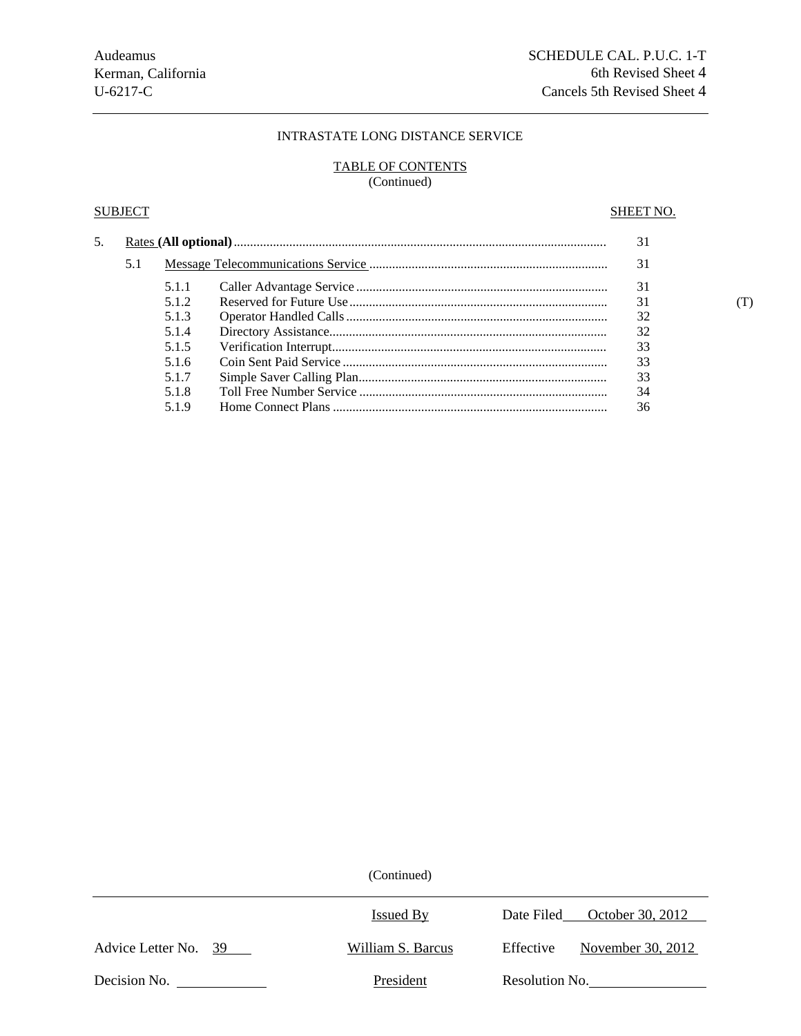Audeamus
Kerman, California
U-6217-C

SCHEDULE CAL. P.U.C. 1-T
6th Revised Sheet 4
Cancels 5th Revised Sheet 4

INTRASTATE LONG DISTANCE SERVICE

TABLE OF CONTENTS
(Continued)

| SUBJECT | | | SHEET NO. | |
|---|---|---|---|---|
| 5. | Rates **(All optional)** | | 31 | |
| 5.1 | Message Telecommunications Service | | 31 | |
| | 5.1.1 | Caller Advantage Service | 31 | |
| | 5.1.2 | Reserved for Future Use | 31 | (T) |
| | 5.1.3 | Operator Handled Calls | 32 | |
| | 5.1.4 | Directory Assistance | 32 | |
| | 5.1.5 | Verification Interrupt | 33 | |
| | 5.1.6 | Coin Sent Paid Service | 33 | |
| | 5.1.7 | Simple Saver Calling Plan | 33 | |
| | 5.1.8 | Toll Free Number Service | 34 | |
| | 5.1.9 | Home Connect Plans | 36 | |

(Continued)

Advice Letter No. 39

Issued By
William S. Barcus
President

Date Filed October 30, 2012
Effective November 30, 2012

Decision No.

Resolution No.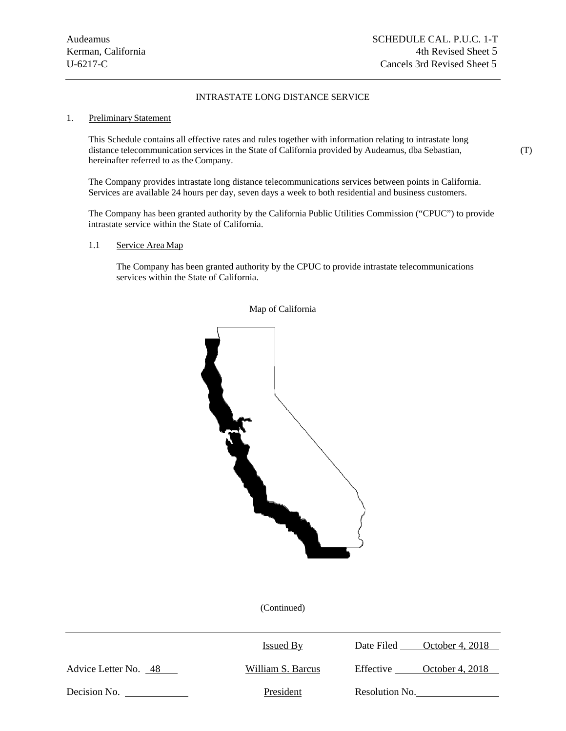Audeamus
Kerman, California
U-6217-C

SCHEDULE CAL. P.U.C. 1-T
4th Revised Sheet 5
Cancels 3rd Revised Sheet 5

INTRASTATE LONG DISTANCE SERVICE

1. Preliminary Statement

This Schedule contains all effective rates and rules together with information relating to intrastate long distance telecommunication services in the State of California provided by Audeamus, dba Sebastian, hereinafter referred to as the Company. (T)

The Company provides intrastate long distance telecommunications services between points in California. Services are available 24 hours per day, seven days a week to both residential and business customers.

The Company has been granted authority by the California Public Utilities Commission ("CPUC") to provide intrastate service within the State of California.

1.1 Service Area Map

The Company has been granted authority by the CPUC to provide intrastate telecommunications services within the State of California.

Map of California

(Continued)

| | Issued By | Date Filed October 4, 2018 |
|---|---|---|
| Advice Letter No. 48 | William S. Barcus | Effective October 4, 2018 |
| Decision No. | President | Resolution No. |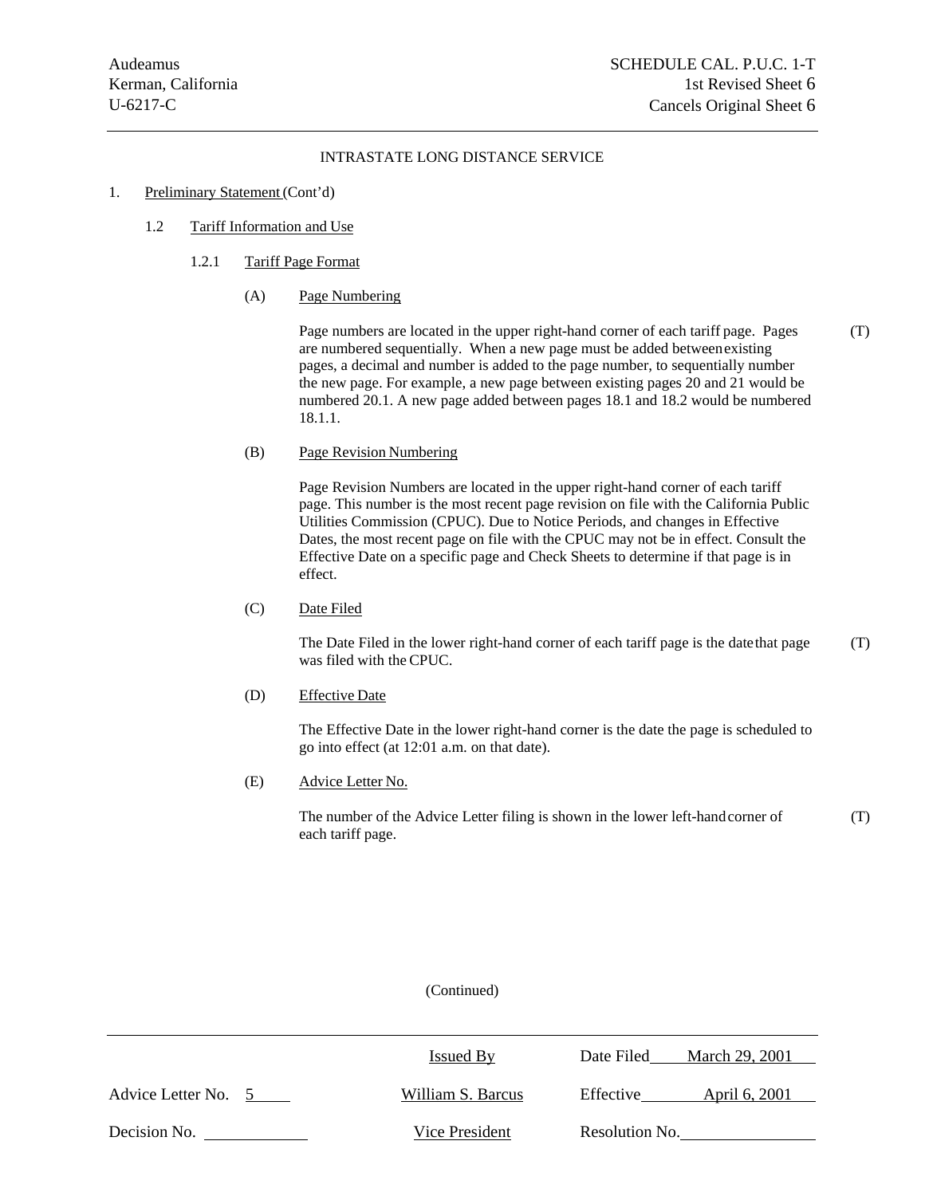INTRASTATE LONG DISTANCE SERVICE

1. Preliminary Statement (Cont'd)

   1.2 Tariff Information and Use

      1.2.1 Tariff Page Format

         (A) Page Numbering

         Page numbers are located in the upper right-hand corner of each tariff page. Pages are numbered sequentially. When a new page must be added between existing pages, a decimal and number is added to the page number, to sequentially number the new page. For example, a new page between existing pages 20 and 21 would be numbered 20.1. A new page added between pages 18.1 and 18.2 would be numbered 18.1.1. (T)

         (B) Page Revision Numbering

         Page Revision Numbers are located in the upper right-hand corner of each tariff page. This number is the most recent page revision on file with the California Public Utilities Commission (CPUC). Due to Notice Periods, and changes in Effective Dates, the most recent page on file with the CPUC may not be in effect. Consult the Effective Date on a specific page and Check Sheets to determine if that page is in effect.

         (C) Date Filed

         The Date Filed in the lower right-hand corner of each tariff page is the date that page was filed with the CPUC. (T)

         (D) Effective Date

         The Effective Date in the lower right-hand corner is the date the page is scheduled to go into effect (at 12:01 a.m. on that date).

         (E) Advice Letter No.

         The number of the Advice Letter filing is shown in the lower left-hand corner of each tariff page. (T)

(Continued)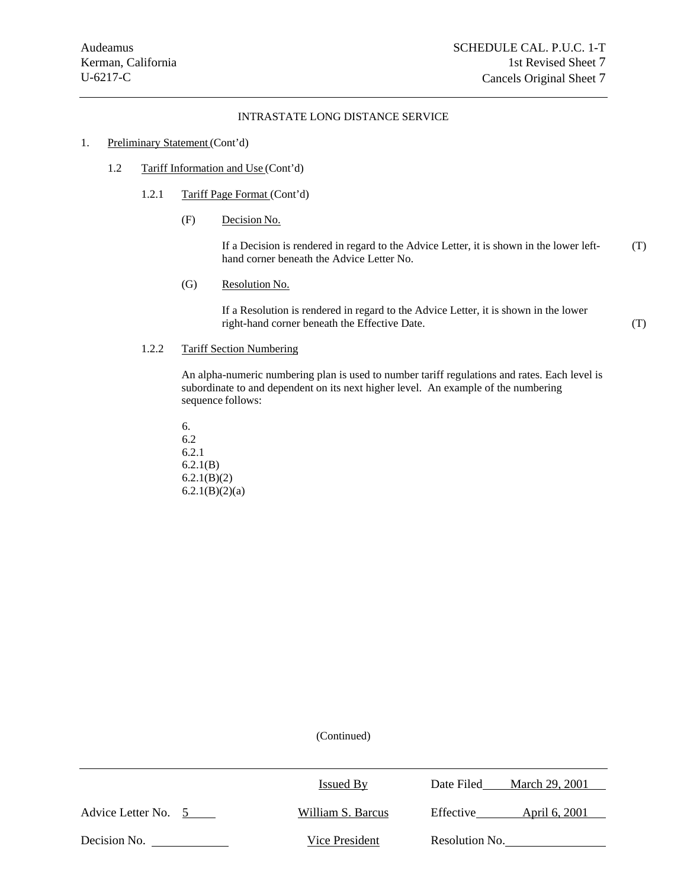Audeamus
Kerman, California
U-6217-C

SCHEDULE CAL. P.U.C. 1-T
1st Revised Sheet 7
Cancels Original Sheet 7

INTRASTATE LONG DISTANCE SERVICE

1. Preliminary Statement (Cont'd)

1.2 Tariff Information and Use (Cont'd)

1.2.1 Tariff Page Format (Cont'd)

(F) Decision No.

If a Decision is rendered in regard to the Advice Letter, it is shown in the lower left-hand corner beneath the Advice Letter No. (T)

(G) Resolution No.

If a Resolution is rendered in regard to the Advice Letter, it is shown in the lower right-hand corner beneath the Effective Date. (T)

1.2.2 Tariff Section Numbering

An alpha-numeric numbering plan is used to number tariff regulations and rates. Each level is subordinate to and dependent on its next higher level. An example of the numbering sequence follows:

6.
6.2
6.2.1
6.2.1(B)
6.2.1(B)(2)
6.2.1(B)(2)(a)

(Continued)

| | Issued By | Date Filed March 29, 2001 |
|---|---|---|
| Advice Letter No. 5 | William S. Barcus | Effective April 6, 2001 |
| Decision No. | Vice President | Resolution No. |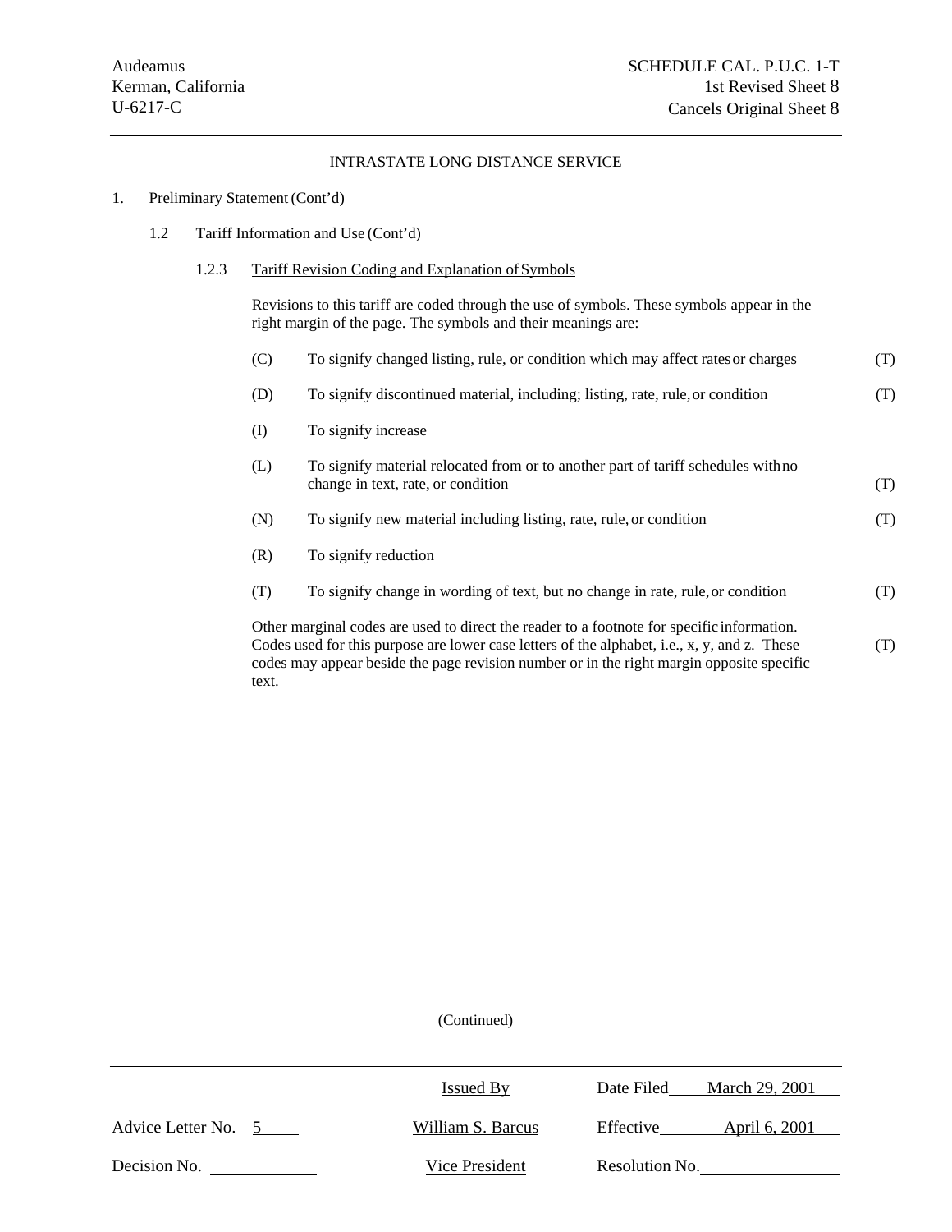Audeamus
Kerman, California
U-6217-C

SCHEDULE CAL. P.U.C. 1-T
1st Revised Sheet 8
Cancels Original Sheet 8

INTRASTATE LONG DISTANCE SERVICE

1. Preliminary Statement (Cont'd)

   1.2 Tariff Information and Use (Cont'd)

      1.2.3 Tariff Revision Coding and Explanation of Symbols

      Revisions to this tariff are coded through the use of symbols. These symbols appear in the right margin of the page. The symbols and their meanings are:

      (C) To signify changed listing, rule, or condition which may affect rates or charges (T)

      (D) To signify discontinued material, including; listing, rate, rule, or condition (T)

      (I) To signify increase

      (L) To signify material relocated from or to another part of tariff schedules with no change in text, rate, or condition (T)

      (N) To signify new material including listing, rate, rule, or condition (T)

      (R) To signify reduction

      (T) To signify change in wording of text, but no change in rate, rule, or condition (T)

      Other marginal codes are used to direct the reader to a footnote for specific information. Codes used for this purpose are lower case letters of the alphabet, i.e., x, y, and z. These codes may appear beside the page revision number or in the right margin opposite specific text. (T)

(Continued)

Advice Letter No. 5 | Issued By William S. Barcus, Vice President | Date Filed March 29, 2001
Decision No. | | Effective April 6, 2001
| | Resolution No.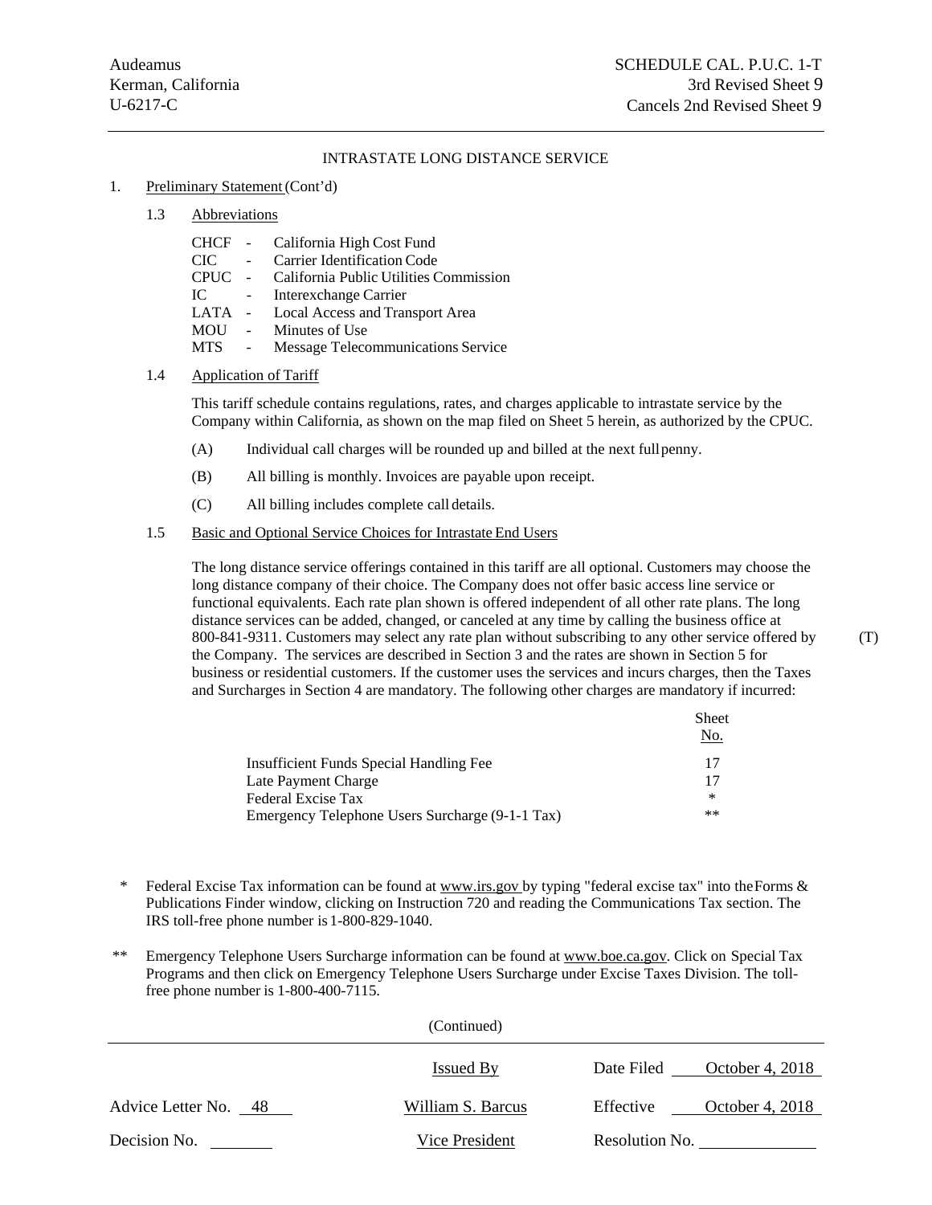Audeamus
Kerman, California
U-6217-C

SCHEDULE CAL. P.U.C. 1-T
3rd Revised Sheet 9
Cancels 2nd Revised Sheet 9

INTRASTATE LONG DISTANCE SERVICE

1. Preliminary Statement (Cont'd)

1.3 Abbreviations

| | | |
|---|---|---|
| CHCF | - | California High Cost Fund |
| CIC | - | Carrier Identification Code |
| CPUC | - | California Public Utilities Commission |
| IC | - | Interexchange Carrier |
| LATA | - | Local Access and Transport Area |
| MOU | - | Minutes of Use |
| MTS | - | Message Telecommunications Service |

1.4 Application of Tariff

This tariff schedule contains regulations, rates, and charges applicable to intrastate service by the Company within California, as shown on the map filed on Sheet 5 herein, as authorized by the CPUC.

(A) Individual call charges will be rounded up and billed at the next full penny.

(B) All billing is monthly. Invoices are payable upon receipt.

(C) All billing includes complete call details.

1.5 Basic and Optional Service Choices for Intrastate End Users

The long distance service offerings contained in this tariff are all optional. Customers may choose the long distance company of their choice. The Company does not offer basic access line service or functional equivalents. Each rate plan shown is offered independent of all other rate plans. The long distance services can be added, changed, or canceled at any time by calling the business office at 800-841-9311. Customers may select any rate plan without subscribing to any other service offered by the Company. The services are described in Section 3 and the rates are shown in Section 5 for business or residential customers. If the customer uses the services and incurs charges, then the Taxes and Surcharges in Section 4 are mandatory. The following other charges are mandatory if incurred: (T)

| | Sheet No. |
|---|---|
| Insufficient Funds Special Handling Fee | 17 |
| Late Payment Charge | 17 |
| Federal Excise Tax | * |
| Emergency Telephone Users Surcharge (9-1-1 Tax) | ** |

\* Federal Excise Tax information can be found at www.irs.gov by typing "federal excise tax" into the Forms & Publications Finder window, clicking on Instruction 720 and reading the Communications Tax section. The IRS toll-free phone number is 1-800-829-1040.

\** Emergency Telephone Users Surcharge information can be found at www.boe.ca.gov. Click on Special Tax Programs and then click on Emergency Telephone Users Surcharge under Excise Taxes Division. The toll-free phone number is 1-800-400-7115.

(Continued)

| | | |
|---|---|---|
| | Issued By | Date Filed October 4, 2018 |
| Advice Letter No. 48 | William S. Barcus | Effective October 4, 2018 |
| Decision No. | Vice President | Resolution No. |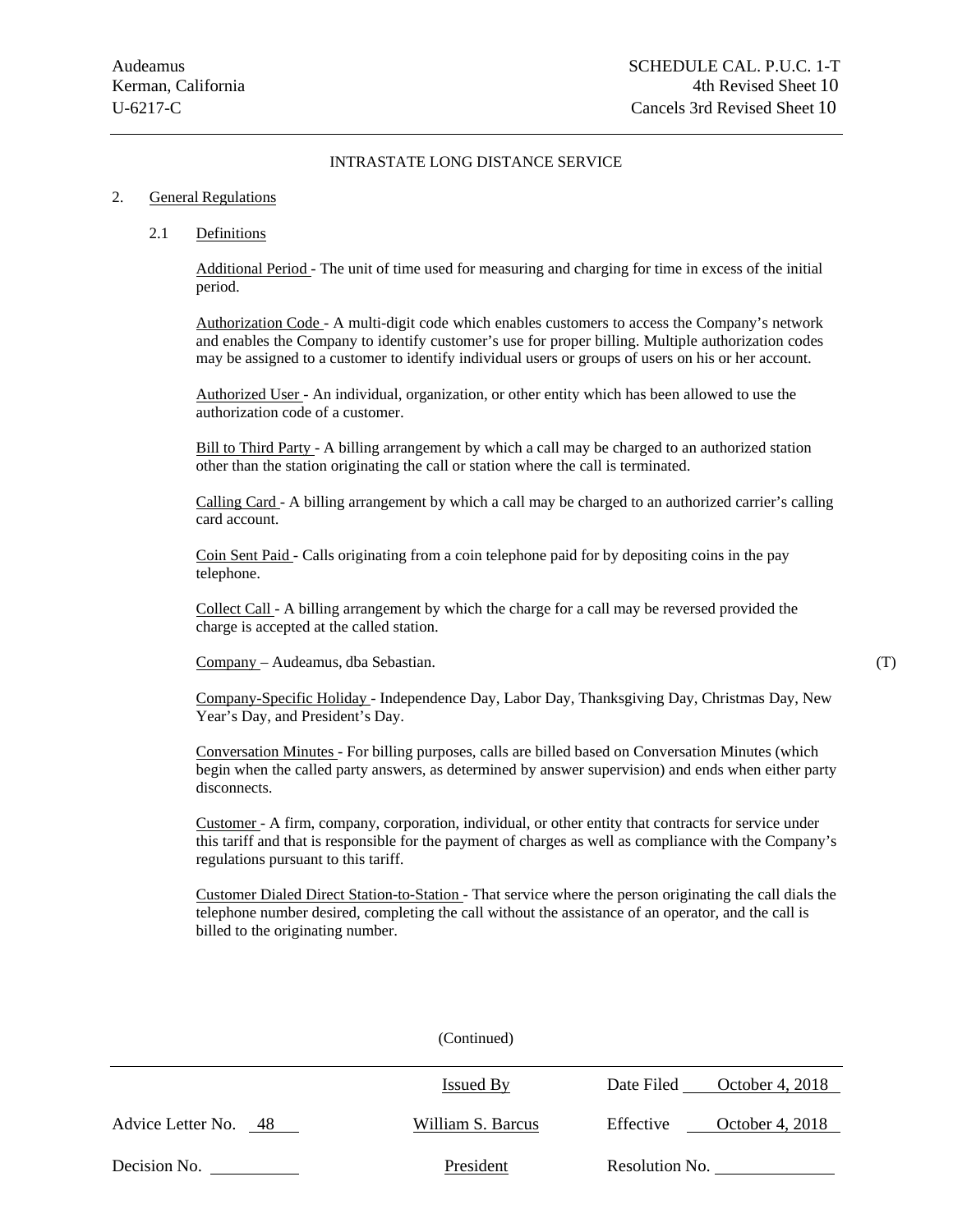INTRASTATE LONG DISTANCE SERVICE

2. General Regulations

2.1 Definitions

Additional Period - The unit of time used for measuring and charging for time in excess of the initial period.

Authorization Code - A multi-digit code which enables customers to access the Company's network and enables the Company to identify customer's use for proper billing. Multiple authorization codes may be assigned to a customer to identify individual users or groups of users on his or her account.

Authorized User - An individual, organization, or other entity which has been allowed to use the authorization code of a customer.

Bill to Third Party - A billing arrangement by which a call may be charged to an authorized station other than the station originating the call or station where the call is terminated.

Calling Card - A billing arrangement by which a call may be charged to an authorized carrier's calling card account.

Coin Sent Paid - Calls originating from a coin telephone paid for by depositing coins in the pay telephone.

Collect Call - A billing arrangement by which the charge for a call may be reversed provided the charge is accepted at the called station.

Company – Audeamus, dba Sebastian. (T)

Company-Specific Holiday - Independence Day, Labor Day, Thanksgiving Day, Christmas Day, New Year's Day, and President's Day.

Conversation Minutes - For billing purposes, calls are billed based on Conversation Minutes (which begin when the called party answers, as determined by answer supervision) and ends when either party disconnects.

Customer - A firm, company, corporation, individual, or other entity that contracts for service under this tariff and that is responsible for the payment of charges as well as compliance with the Company's regulations pursuant to this tariff.

Customer Dialed Direct Station-to-Station - That service where the person originating the call dials the telephone number desired, completing the call without the assistance of an operator, and the call is billed to the originating number.

(Continued)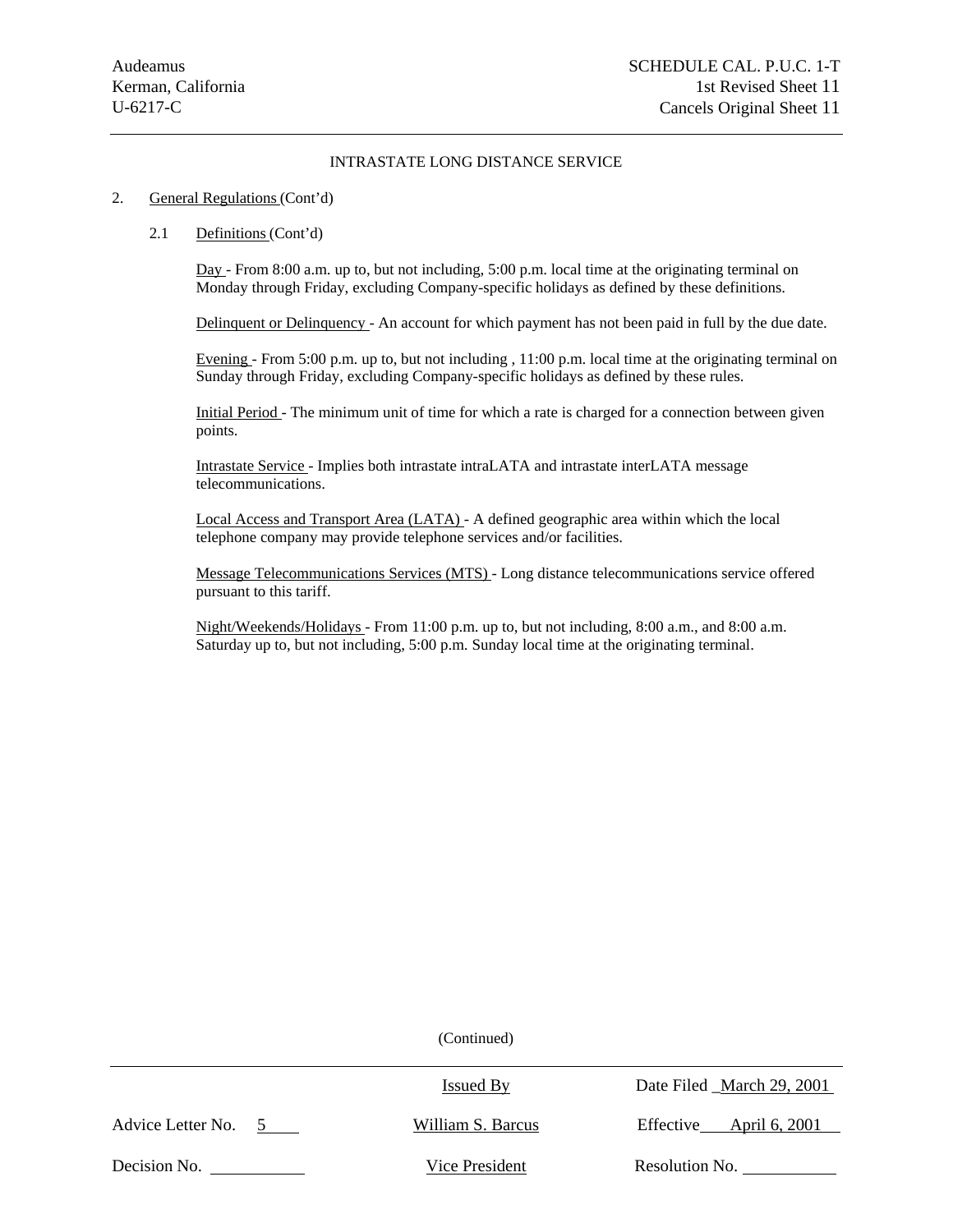Audeamus
Kerman, California
U-6217-C

SCHEDULE CAL. P.U.C. 1-T
1st Revised Sheet 11
Cancels Original Sheet 11

INTRASTATE LONG DISTANCE SERVICE

2. General Regulations (Cont'd)

2.1 Definitions (Cont'd)

Day - From 8:00 a.m. up to, but not including, 5:00 p.m. local time at the originating terminal on Monday through Friday, excluding Company-specific holidays as defined by these definitions.

Delinquent or Delinquency - An account for which payment has not been paid in full by the due date.

Evening - From 5:00 p.m. up to, but not including , 11:00 p.m. local time at the originating terminal on Sunday through Friday, excluding Company-specific holidays as defined by these rules.

Initial Period - The minimum unit of time for which a rate is charged for a connection between given points.

Intrastate Service - Implies both intrastate intraLATA and intrastate interLATA message telecommunications.

Local Access and Transport Area (LATA) - A defined geographic area within which the local telephone company may provide telephone services and/or facilities.

Message Telecommunications Services (MTS) - Long distance telecommunications service offered pursuant to this tariff.

Night/Weekends/Holidays - From 11:00 p.m. up to, but not including, 8:00 a.m., and 8:00 a.m. Saturday up to, but not including, 5:00 p.m. Sunday local time at the originating terminal.

(Continued)

| | Issued By | Date Filed March 29, 2001 |
|---|---|---|
| Advice Letter No. 5 | William S. Barcus | Effective April 6, 2001 |
| Decision No. | Vice President | Resolution No. |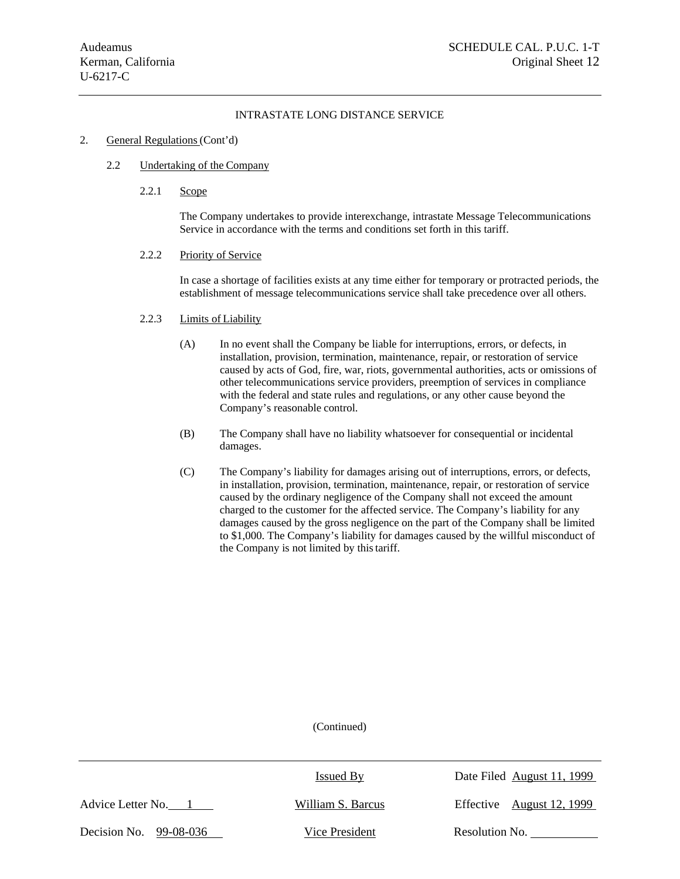INTRASTATE LONG DISTANCE SERVICE

2. General Regulations (Cont'd)

2.2 Undertaking of the Company

2.2.1 Scope

The Company undertakes to provide interexchange, intrastate Message Telecommunications Service in accordance with the terms and conditions set forth in this tariff.

2.2.2 Priority of Service

In case a shortage of facilities exists at any time either for temporary or protracted periods, the establishment of message telecommunications service shall take precedence over all others.

2.2.3 Limits of Liability

(A) In no event shall the Company be liable for interruptions, errors, or defects, in installation, provision, termination, maintenance, repair, or restoration of service caused by acts of God, fire, war, riots, governmental authorities, acts or omissions of other telecommunications service providers, preemption of services in compliance with the federal and state rules and regulations, or any other cause beyond the Company's reasonable control.

(B) The Company shall have no liability whatsoever for consequential or incidental damages.

(C) The Company's liability for damages arising out of interruptions, errors, or defects, in installation, provision, termination, maintenance, repair, or restoration of service caused by the ordinary negligence of the Company shall not exceed the amount charged to the customer for the affected service. The Company's liability for any damages caused by the gross negligence on the part of the Company shall be limited to $1,000. The Company's liability for damages caused by the willful misconduct of the Company is not limited by this tariff.

(Continued)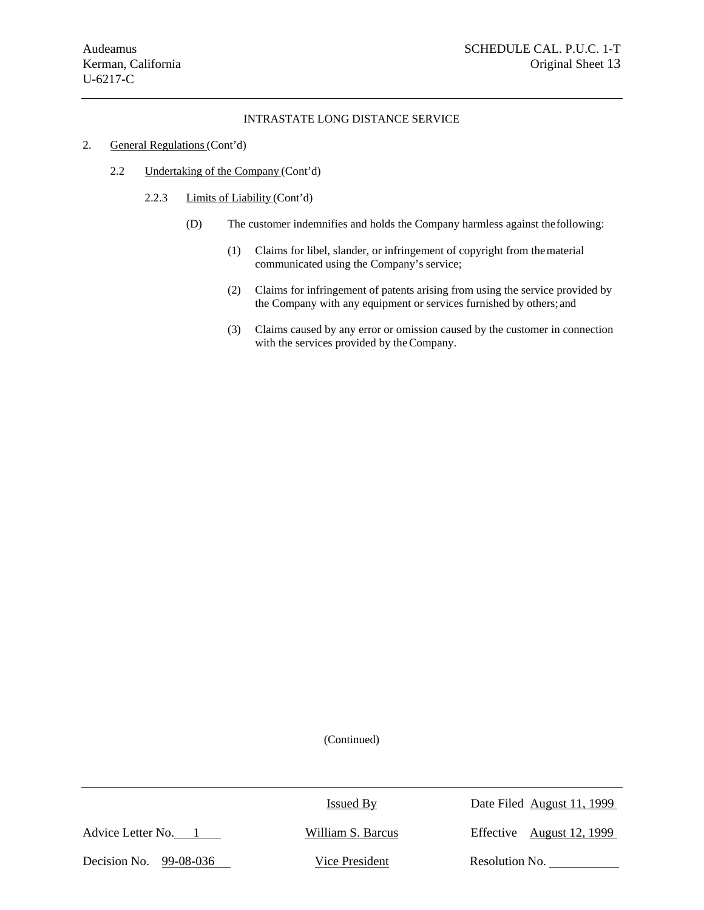INTRASTATE LONG DISTANCE SERVICE

2. General Regulations (Cont'd)

2.2 Undertaking of the Company (Cont'd)

2.2.3 Limits of Liability (Cont'd)

(D) The customer indemnifies and holds the Company harmless against the following:

(1) Claims for libel, slander, or infringement of copyright from the material communicated using the Company's service;

(2) Claims for infringement of patents arising from using the service provided by the Company with any equipment or services furnished by others; and

(3) Claims caused by any error or omission caused by the customer in connection with the services provided by the Company.

(Continued)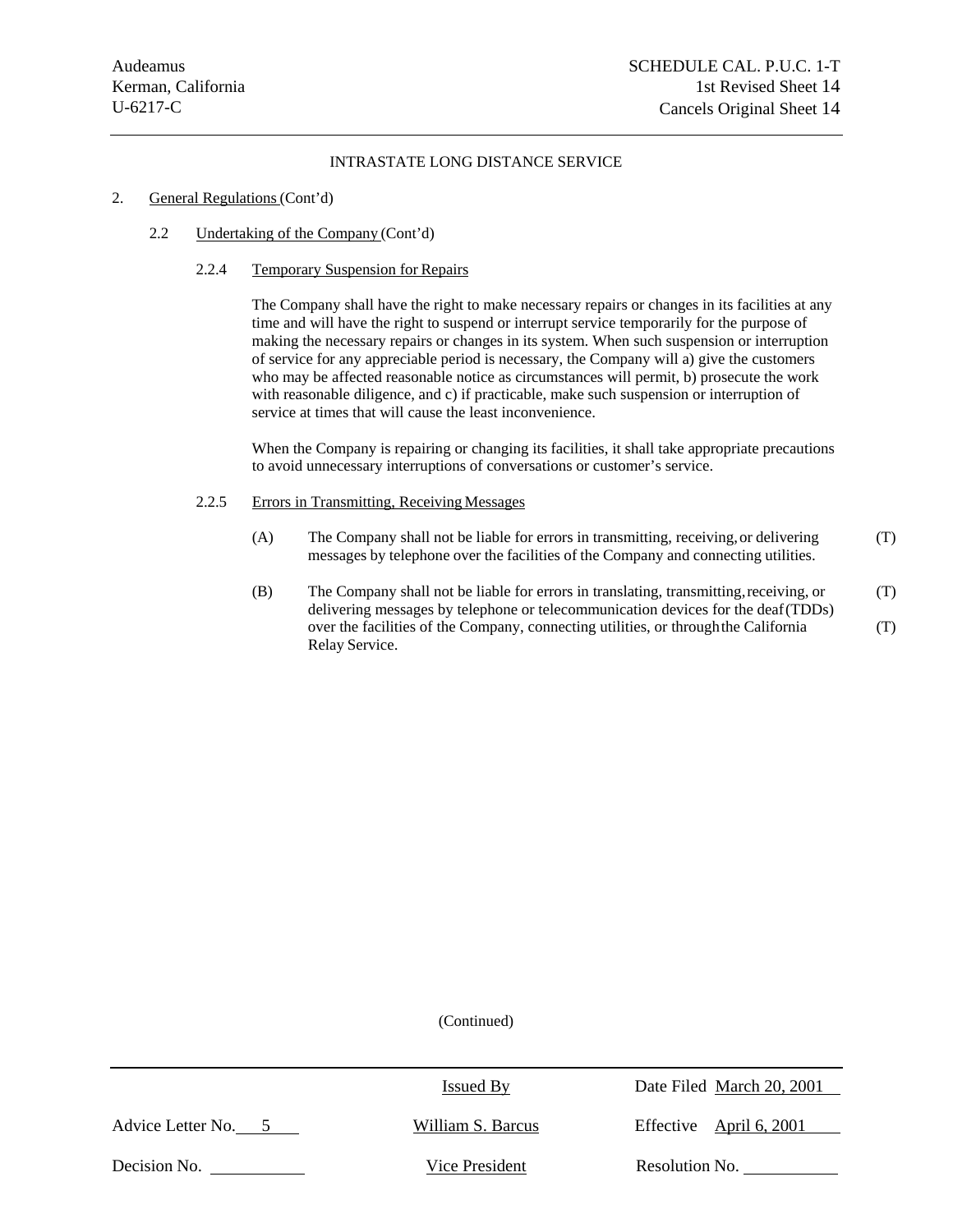Audeamus
Kerman, California
U-6217-C

SCHEDULE CAL. P.U.C. 1-T
1st Revised Sheet 14
Cancels Original Sheet 14

INTRASTATE LONG DISTANCE SERVICE

2. General Regulations (Cont'd)

2.2 Undertaking of the Company (Cont'd)

2.2.4 Temporary Suspension for Repairs

The Company shall have the right to make necessary repairs or changes in its facilities at any time and will have the right to suspend or interrupt service temporarily for the purpose of making the necessary repairs or changes in its system. When such suspension or interruption of service for any appreciable period is necessary, the Company will a) give the customers who may be affected reasonable notice as circumstances will permit, b) prosecute the work with reasonable diligence, and c) if practicable, make such suspension or interruption of service at times that will cause the least inconvenience.

When the Company is repairing or changing its facilities, it shall take appropriate precautions to avoid unnecessary interruptions of conversations or customer's service.

2.2.5 Errors in Transmitting, Receiving Messages

(A) The Company shall not be liable for errors in transmitting, receiving, or delivering messages by telephone over the facilities of the Company and connecting utilities. (T)

(B) The Company shall not be liable for errors in translating, transmitting, receiving, or delivering messages by telephone or telecommunication devices for the deaf (TDDs) over the facilities of the Company, connecting utilities, or through the California Relay Service. (T) (T)

(Continued)

| Advice Letter No. 5 | Issued By | Date Filed March 20, 2001 |
|---|---|---|
| Decision No. | William S. Barcus | Effective April 6, 2001 |
| | Vice President | Resolution No. |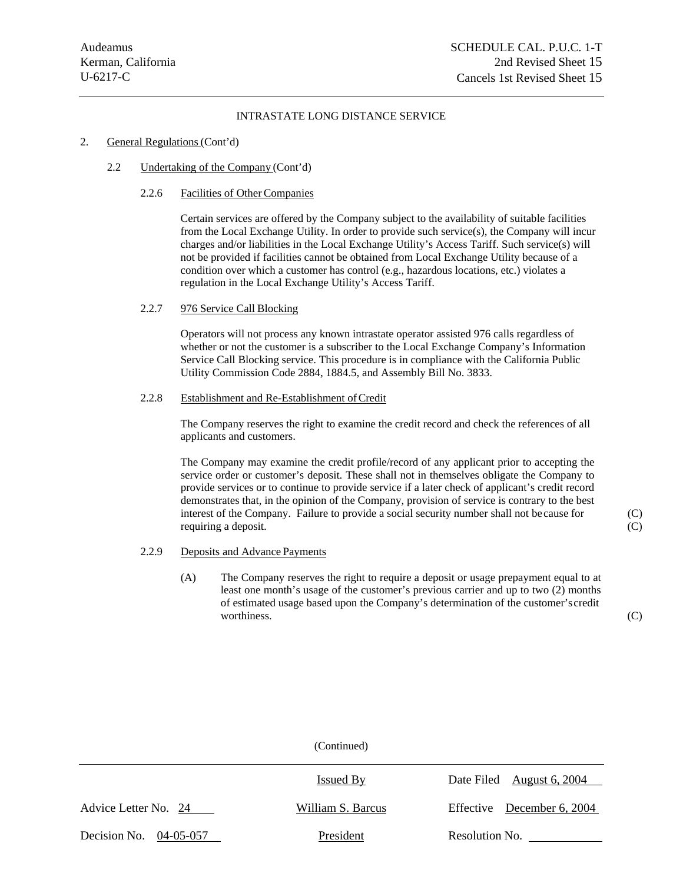INTRASTATE LONG DISTANCE SERVICE

2. General Regulations (Cont'd)

2.2 Undertaking of the Company (Cont'd)

2.2.6 Facilities of Other Companies

Certain services are offered by the Company subject to the availability of suitable facilities from the Local Exchange Utility. In order to provide such service(s), the Company will incur charges and/or liabilities in the Local Exchange Utility's Access Tariff. Such service(s) will not be provided if facilities cannot be obtained from Local Exchange Utility because of a condition over which a customer has control (e.g., hazardous locations, etc.) violates a regulation in the Local Exchange Utility's Access Tariff.

2.2.7 976 Service Call Blocking

Operators will not process any known intrastate operator assisted 976 calls regardless of whether or not the customer is a subscriber to the Local Exchange Company's Information Service Call Blocking service. This procedure is in compliance with the California Public Utility Commission Code 2884, 1884.5, and Assembly Bill No. 3833.

2.2.8 Establishment and Re-Establishment of Credit

The Company reserves the right to examine the credit record and check the references of all applicants and customers.

The Company may examine the credit profile/record of any applicant prior to accepting the service order or customer's deposit. These shall not in themselves obligate the Company to provide services or to continue to provide service if a later check of applicant's credit record demonstrates that, in the opinion of the Company, provision of service is contrary to the best interest of the Company. Failure to provide a social security number shall not be cause for requiring a deposit. (C)

2.2.9 Deposits and Advance Payments

(A) The Company reserves the right to require a deposit or usage prepayment equal to at least one month's usage of the customer's previous carrier and up to two (2) months of estimated usage based upon the Company's determination of the customer's credit worthiness. (C)

(Continued)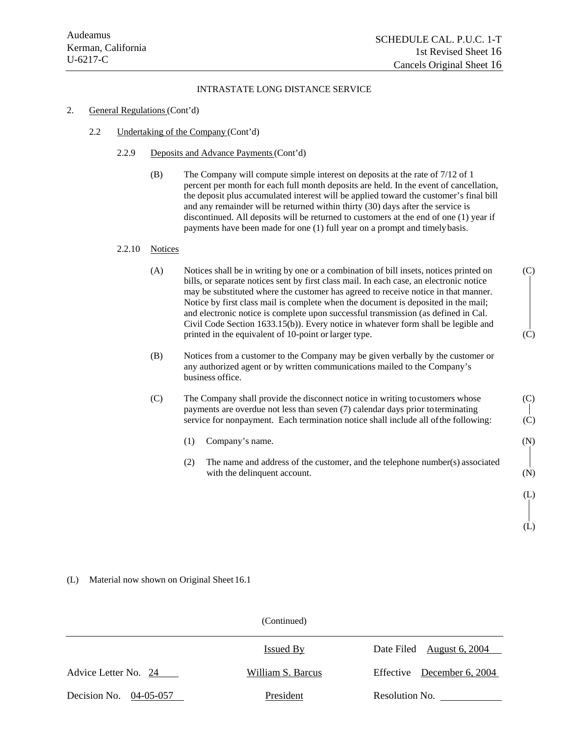Audeamus
Kerman, California
U-6217-C

SCHEDULE CAL. P.U.C. 1-T
1st Revised Sheet 16
Cancels Original Sheet 16

INTRASTATE LONG DISTANCE SERVICE

2. General Regulations (Cont'd)

2.2 Undertaking of the Company (Cont'd)

2.2.9 Deposits and Advance Payments (Cont'd)

(B) The Company will compute simple interest on deposits at the rate of 7/12 of 1 percent per month for each full month deposits are held. In the event of cancellation, the deposit plus accumulated interest will be applied toward the customer's final bill and any remainder will be returned within thirty (30) days after the service is discontinued. All deposits will be returned to customers at the end of one (1) year if payments have been made for one (1) full year on a prompt and timely basis.

2.2.10 Notices

(A) Notices shall be in writing by one or a combination of bill insets, notices printed on bills, or separate notices sent by first class mail. In each case, an electronic notice may be substituted where the customer has agreed to receive notice in that manner. Notice by first class mail is complete when the document is deposited in the mail; and electronic notice is complete upon successful transmission (as defined in Cal. Civil Code Section 1633.15(b)). Every notice in whatever form shall be legible and printed in the equivalent of 10-point or larger type. (C)

(B) Notices from a customer to the Company may be given verbally by the customer or any authorized agent or by written communications mailed to the Company's business office.

(C) The Company shall provide the disconnect notice in writing to customers whose payments are overdue not less than seven (7) calendar days prior to terminating service for nonpayment. Each termination notice shall include all of the following: (C)

(1) Company's name. (N)

(2) The name and address of the customer, and the telephone number(s) associated with the delinquent account. (N)

(L)

(L) Material now shown on Original Sheet 16.1

(Continued)

| Advice Letter No. 24 | Issued By | Date Filed August 6, 2004 |
|---|---|---|
| Decision No. 04-05-057 | William S. Barcus | Effective December 6, 2004 |
| | President | Resolution No. |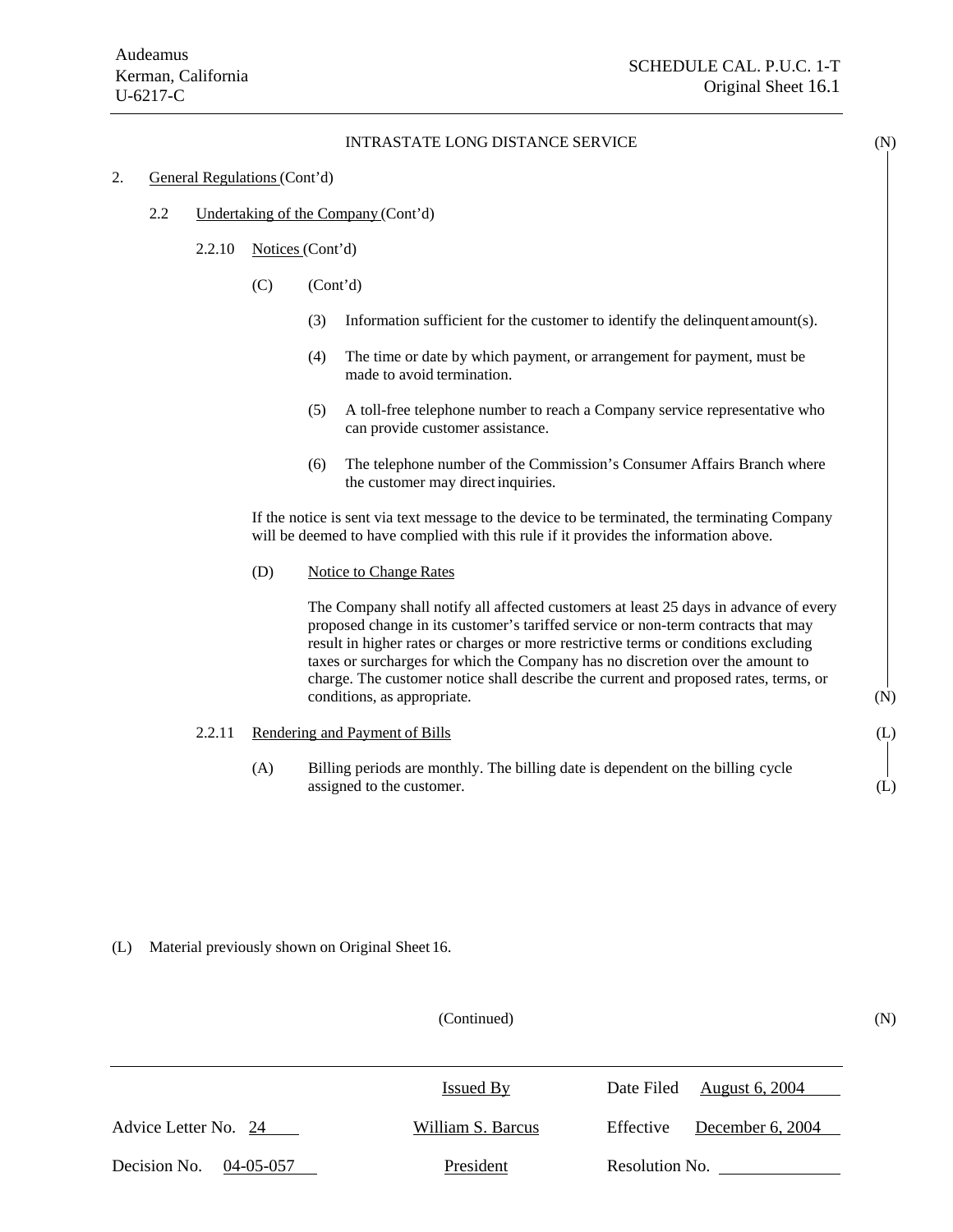INTRASTATE LONG DISTANCE SERVICE (N)

2. General Regulations (Cont'd)

2.2 Undertaking of the Company (Cont'd)

2.2.10 Notices (Cont'd)

(C) (Cont'd)

(3) Information sufficient for the customer to identify the delinquent amount(s).

(4) The time or date by which payment, or arrangement for payment, must be made to avoid termination.

(5) A toll-free telephone number to reach a Company service representative who can provide customer assistance.

(6) The telephone number of the Commission's Consumer Affairs Branch where the customer may direct inquiries.

If the notice is sent via text message to the device to be terminated, the terminating Company will be deemed to have complied with this rule if it provides the information above.

(D) Notice to Change Rates

The Company shall notify all affected customers at least 25 days in advance of every proposed change in its customer's tariffed service or non-term contracts that may result in higher rates or charges or more restrictive terms or conditions excluding taxes or surcharges for which the Company has no discretion over the amount to charge. The customer notice shall describe the current and proposed rates, terms, or conditions, as appropriate. (N)

2.2.11 Rendering and Payment of Bills (L)

(A) Billing periods are monthly. The billing date is dependent on the billing cycle assigned to the customer. (L)

(L) Material previously shown on Original Sheet 16.

(Continued) (N)

| | Issued By | Date Filed August 6, 2004 |
|---|---|---|
| Advice Letter No. 24 | William S. Barcus | Effective December 6, 2004 |
| Decision No. 04-05-057 | President | Resolution No. |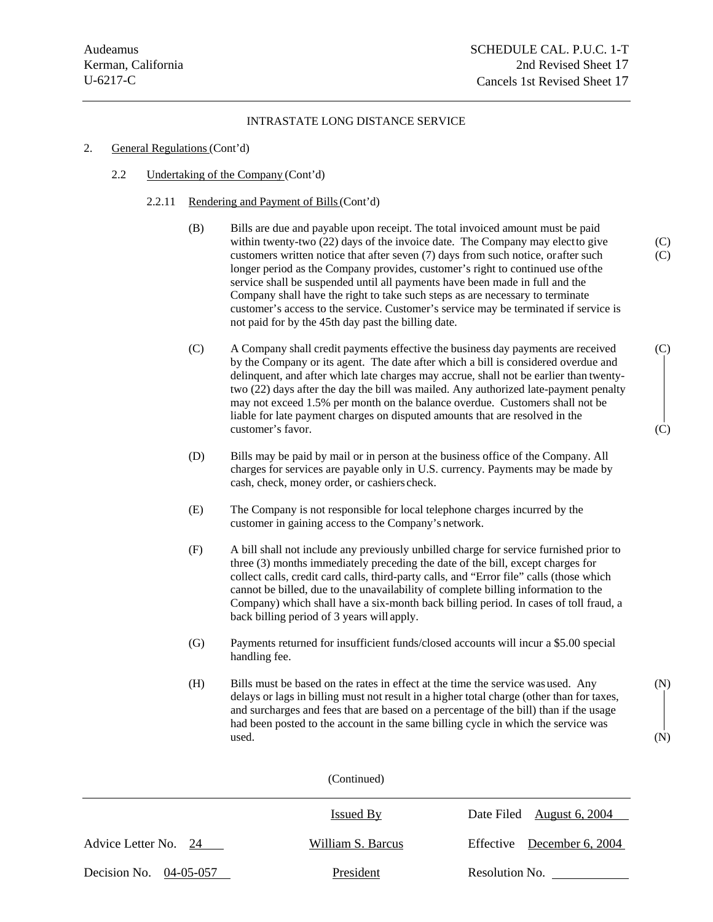INTRASTATE LONG DISTANCE SERVICE

2. General Regulations (Cont'd)

2.2 Undertaking of the Company (Cont'd)

2.2.11 Rendering and Payment of Bills (Cont'd)

(B) Bills are due and payable upon receipt. The total invoiced amount must be paid within twenty-two (22) days of the invoice date. The Company may elect to give customers written notice that after seven (7) days from such notice, or after such longer period as the Company provides, customer's right to continued use of the service shall be suspended until all payments have been made in full and the Company shall have the right to take such steps as are necessary to terminate customer's access to the service. Customer's service may be terminated if service is not paid for by the 45th day past the billing date. (C) (C)

(C) A Company shall credit payments effective the business day payments are received by the Company or its agent. The date after which a bill is considered overdue and delinquent, and after which late charges may accrue, shall not be earlier than twenty-two (22) days after the day the bill was mailed. Any authorized late-payment penalty may not exceed 1.5% per month on the balance overdue. Customers shall not be liable for late payment charges on disputed amounts that are resolved in the customer's favor. (C)

(D) Bills may be paid by mail or in person at the business office of the Company. All charges for services are payable only in U.S. currency. Payments may be made by cash, check, money order, or cashiers check.

(E) The Company is not responsible for local telephone charges incurred by the customer in gaining access to the Company's network.

(F) A bill shall not include any previously unbilled charge for service furnished prior to three (3) months immediately preceding the date of the bill, except charges for collect calls, credit card calls, third-party calls, and "Error file" calls (those which cannot be billed, due to the unavailability of complete billing information to the Company) which shall have a six-month back billing period. In cases of toll fraud, a back billing period of 3 years will apply.

(G) Payments returned for insufficient funds/closed accounts will incur a $5.00 special handling fee.

(H) Bills must be based on the rates in effect at the time the service was used. Any delays or lags in billing must not result in a higher total charge (other than for taxes, and surcharges and fees that are based on a percentage of the bill) than if the usage had been posted to the account in the same billing cycle in which the service was used. (N)

(Continued)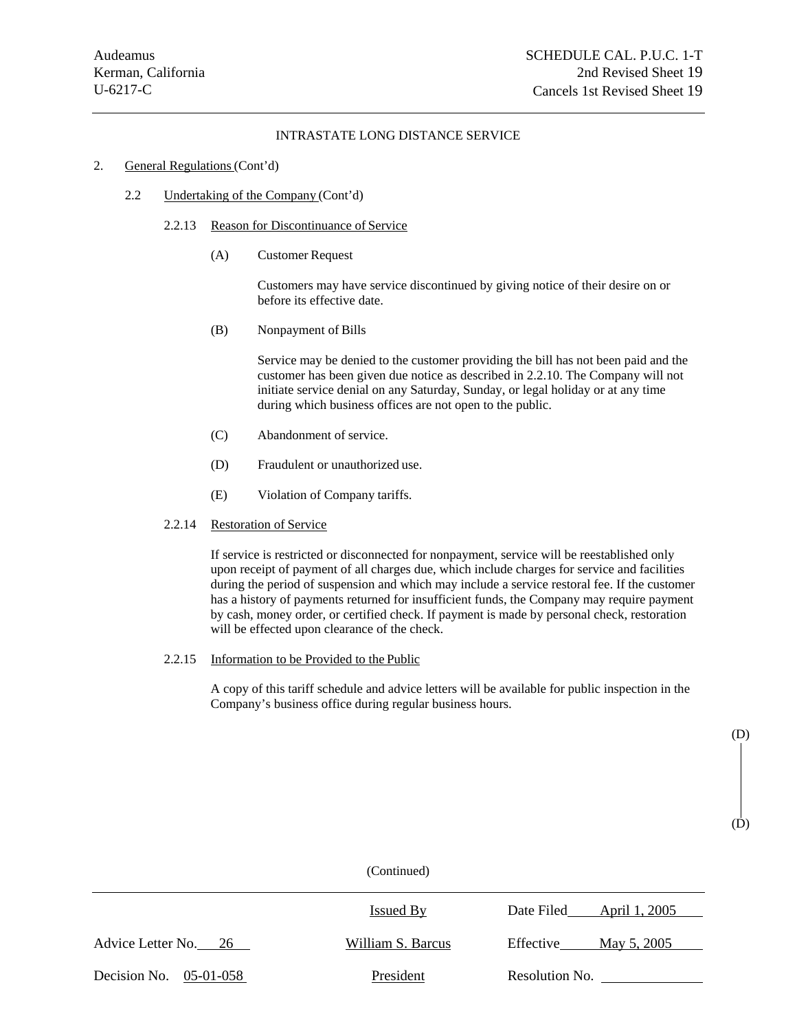Audeamus
Kerman, California
U-6217-C

SCHEDULE CAL. P.U.C. 1-T
2nd Revised Sheet 19
Cancels 1st Revised Sheet 19

INTRASTATE LONG DISTANCE SERVICE

2. General Regulations (Cont'd)

2.2 Undertaking of the Company (Cont'd)

2.2.13 Reason for Discontinuance of Service

(A) Customer Request

Customers may have service discontinued by giving notice of their desire on or before its effective date.

(B) Nonpayment of Bills

Service may be denied to the customer providing the bill has not been paid and the customer has been given due notice as described in 2.2.10. The Company will not initiate service denial on any Saturday, Sunday, or legal holiday or at any time during which business offices are not open to the public.

(C) Abandonment of service.

(D) Fraudulent or unauthorized use.

(E) Violation of Company tariffs.

2.2.14 Restoration of Service

If service is restricted or disconnected for nonpayment, service will be reestablished only upon receipt of payment of all charges due, which include charges for service and facilities during the period of suspension and which may include a service restoral fee. If the customer has a history of payments returned for insufficient funds, the Company may require payment by cash, money order, or certified check. If payment is made by personal check, restoration will be effected upon clearance of the check.

2.2.15 Information to be Provided to the Public

A copy of this tariff schedule and advice letters will be available for public inspection in the Company's business office during regular business hours.

(D)

(D)

(Continued)

| | Issued By | Date Filed April 1, 2005 |
|---|---|---|
| Advice Letter No. 26 | William S. Barcus | Effective May 5, 2005 |
| Decision No. 05-01-058 | President | Resolution No. |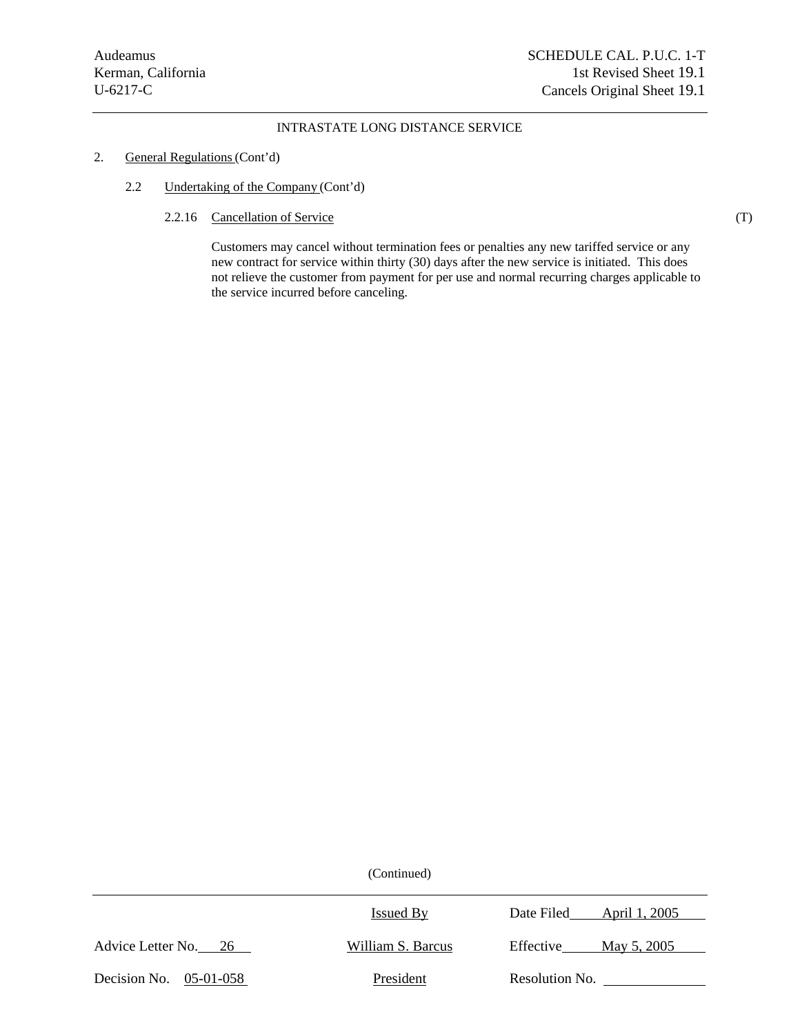INTRASTATE LONG DISTANCE SERVICE

2. General Regulations (Cont'd)

2.2 Undertaking of the Company (Cont'd)

2.2.16 Cancellation of Service (T)

Customers may cancel without termination fees or penalties any new tariffed service or any new contract for service within thirty (30) days after the new service is initiated. This does not relieve the customer from payment for per use and normal recurring charges applicable to the service incurred before canceling.

(Continued)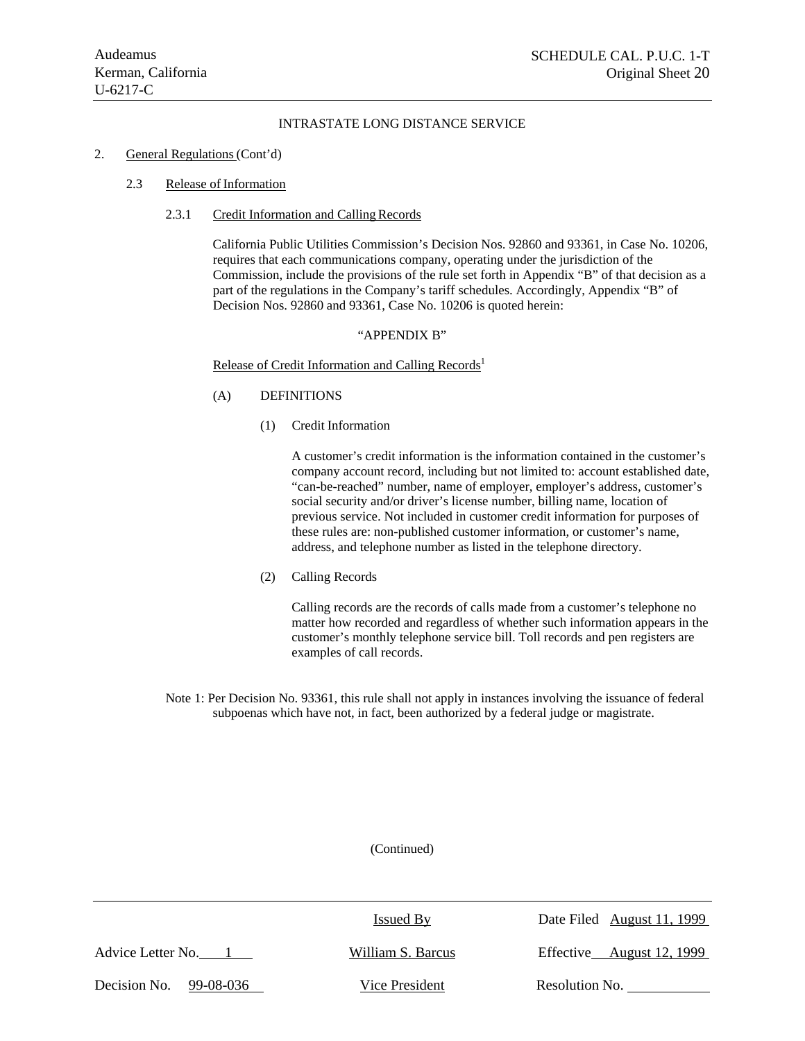INTRASTATE LONG DISTANCE SERVICE

2. General Regulations (Cont'd)

   2.3 Release of Information

      2.3.1 Credit Information and Calling Records

California Public Utilities Commission's Decision Nos. 92860 and 93361, in Case No. 10206, requires that each communications company, operating under the jurisdiction of the Commission, include the provisions of the rule set forth in Appendix "B" of that decision as a part of the regulations in the Company's tariff schedules. Accordingly, Appendix "B" of Decision Nos. 92860 and 93361, Case No. 10206 is quoted herein:

"APPENDIX B"

Release of Credit Information and Calling Records[1]

(A) DEFINITIONS

(1) Credit Information

A customer's credit information is the information contained in the customer's company account record, including but not limited to: account established date, "can-be-reached" number, name of employer, employer's address, customer's social security and/or driver's license number, billing name, location of previous service. Not included in customer credit information for purposes of these rules are: non-published customer information, or customer's name, address, and telephone number as listed in the telephone directory.

(2) Calling Records

Calling records are the records of calls made from a customer's telephone no matter how recorded and regardless of whether such information appears in the customer's monthly telephone service bill. Toll records and pen registers are examples of call records.

Note 1: Per Decision No. 93361, this rule shall not apply in instances involving the issuance of federal subpoenas which have not, in fact, been authorized by a federal judge or magistrate.

(Continued)

| Advice Letter No. 1 | Issued By<br>William S. Barcus<br>Vice President | Date Filed August 11, 1999<br>Effective August 12, 1999 |
|---|---|---|
| Decision No. 99-08-036 | | Resolution No. |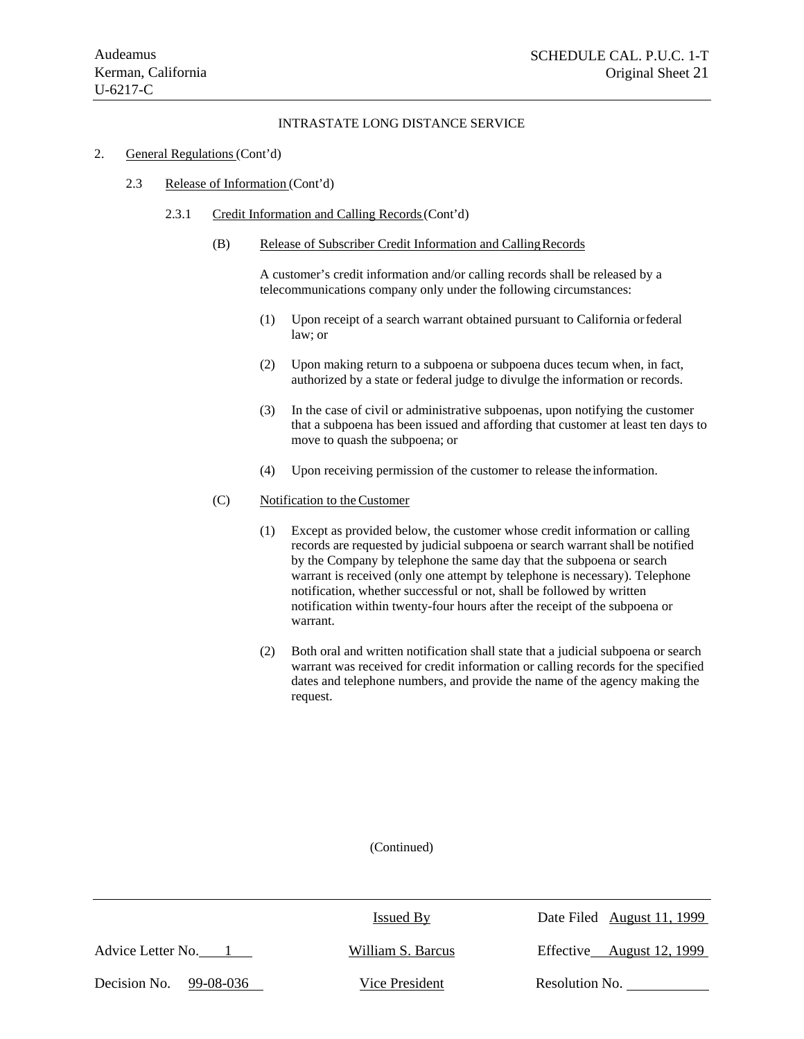INTRASTATE LONG DISTANCE SERVICE

2. General Regulations (Cont'd)

2.3 Release of Information (Cont'd)

2.3.1 Credit Information and Calling Records (Cont'd)

(B) Release of Subscriber Credit Information and Calling Records

A customer's credit information and/or calling records shall be released by a telecommunications company only under the following circumstances:

(1) Upon receipt of a search warrant obtained pursuant to California or federal law; or

(2) Upon making return to a subpoena or subpoena duces tecum when, in fact, authorized by a state or federal judge to divulge the information or records.

(3) In the case of civil or administrative subpoenas, upon notifying the customer that a subpoena has been issued and affording that customer at least ten days to move to quash the subpoena; or

(4) Upon receiving permission of the customer to release the information.

(C) Notification to the Customer

(1) Except as provided below, the customer whose credit information or calling records are requested by judicial subpoena or search warrant shall be notified by the Company by telephone the same day that the subpoena or search warrant is received (only one attempt by telephone is necessary). Telephone notification, whether successful or not, shall be followed by written notification within twenty-four hours after the receipt of the subpoena or warrant.

(2) Both oral and written notification shall state that a judicial subpoena or search warrant was received for credit information or calling records for the specified dates and telephone numbers, and provide the name of the agency making the request.

(Continued)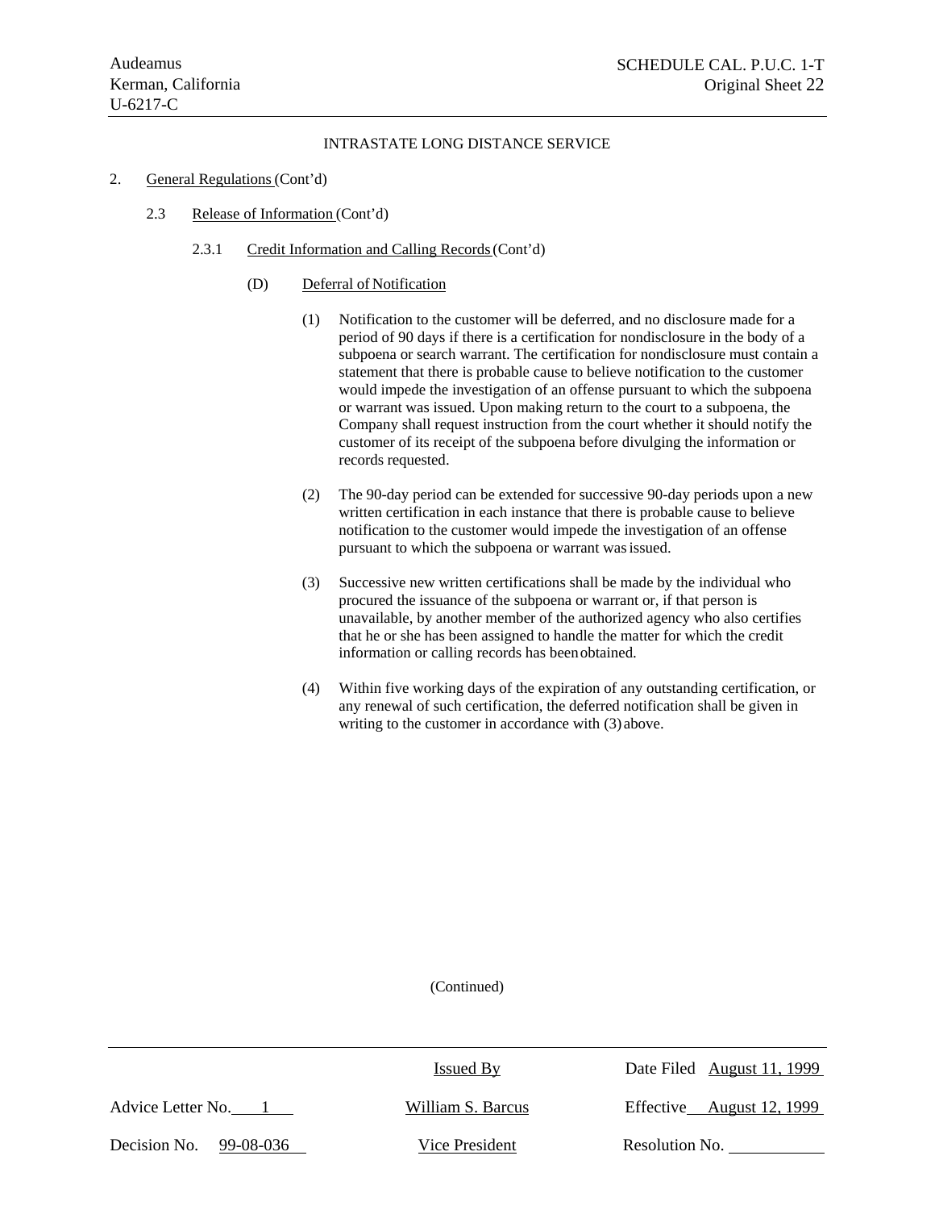INTRASTATE LONG DISTANCE SERVICE

2. General Regulations (Cont'd)

2.3 Release of Information (Cont'd)

2.3.1 Credit Information and Calling Records (Cont'd)

(D) Deferral of Notification

(1) Notification to the customer will be deferred, and no disclosure made for a period of 90 days if there is a certification for nondisclosure in the body of a subpoena or search warrant. The certification for nondisclosure must contain a statement that there is probable cause to believe notification to the customer would impede the investigation of an offense pursuant to which the subpoena or warrant was issued. Upon making return to the court to a subpoena, the Company shall request instruction from the court whether it should notify the customer of its receipt of the subpoena before divulging the information or records requested.

(2) The 90-day period can be extended for successive 90-day periods upon a new written certification in each instance that there is probable cause to believe notification to the customer would impede the investigation of an offense pursuant to which the subpoena or warrant was issued.

(3) Successive new written certifications shall be made by the individual who procured the issuance of the subpoena or warrant or, if that person is unavailable, by another member of the authorized agency who also certifies that he or she has been assigned to handle the matter for which the credit information or calling records has been obtained.

(4) Within five working days of the expiration of any outstanding certification, or any renewal of such certification, the deferred notification shall be given in writing to the customer in accordance with (3) above.

(Continued)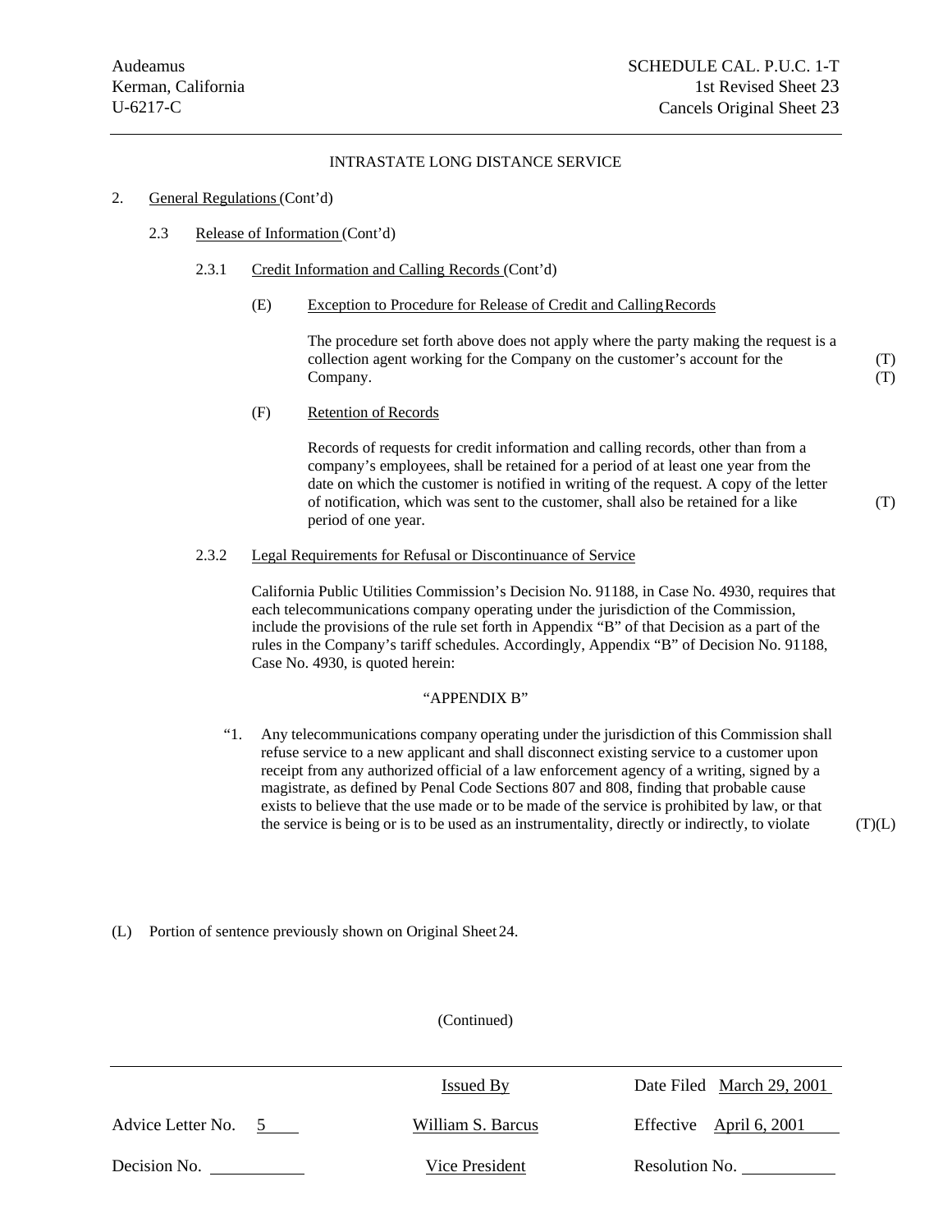Audeamus
Kerman, California
U-6217-C

SCHEDULE CAL. P.U.C. 1-T
1st Revised Sheet 23
Cancels Original Sheet 23

INTRASTATE LONG DISTANCE SERVICE

2. General Regulations (Cont'd)

2.3 Release of Information (Cont'd)

2.3.1 Credit Information and Calling Records (Cont'd)

(E) Exception to Procedure for Release of Credit and Calling Records

The procedure set forth above does not apply where the party making the request is a collection agent working for the Company on the customer's account for the Company. (T) (T)

(F) Retention of Records

Records of requests for credit information and calling records, other than from a company's employees, shall be retained for a period of at least one year from the date on which the customer is notified in writing of the request. A copy of the letter of notification, which was sent to the customer, shall also be retained for a like period of one year. (T)

2.3.2 Legal Requirements for Refusal or Discontinuance of Service

California Public Utilities Commission's Decision No. 91188, in Case No. 4930, requires that each telecommunications company operating under the jurisdiction of the Commission, include the provisions of the rule set forth in Appendix "B" of that Decision as a part of the rules in the Company's tariff schedules. Accordingly, Appendix "B" of Decision No. 91188, Case No. 4930, is quoted herein:

"APPENDIX B"

"1. Any telecommunications company operating under the jurisdiction of this Commission shall refuse service to a new applicant and shall disconnect existing service to a customer upon receipt from any authorized official of a law enforcement agency of a writing, signed by a magistrate, as defined by Penal Code Sections 807 and 808, finding that probable cause exists to believe that the use made or to be made of the service is prohibited by law, or that the service is being or is to be used as an instrumentality, directly or indirectly, to violate (T)(L)

(L) Portion of sentence previously shown on Original Sheet 24.

(Continued)

| Advice Letter No. 5 | Issued By | Date Filed March 29, 2001 |
|---|---|---|
| | William S. Barcus | Effective April 6, 2001 |
| Decision No. | Vice President | Resolution No. |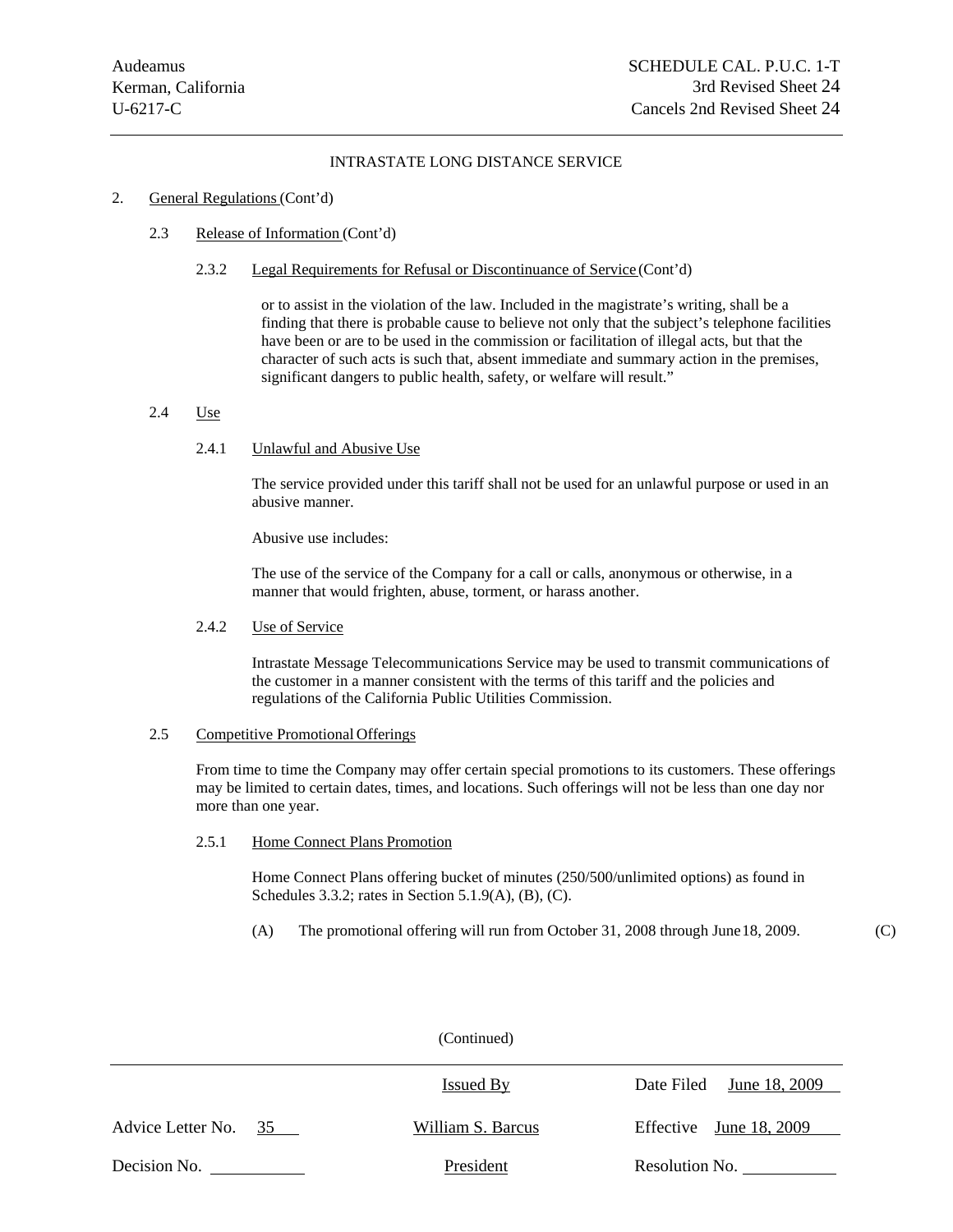INTRASTATE LONG DISTANCE SERVICE

2. General Regulations (Cont'd)

2.3 Release of Information (Cont'd)

2.3.2 Legal Requirements for Refusal or Discontinuance of Service (Cont'd)

or to assist in the violation of the law. Included in the magistrate's writing, shall be a finding that there is probable cause to believe not only that the subject's telephone facilities have been or are to be used in the commission or facilitation of illegal acts, but that the character of such acts is such that, absent immediate and summary action in the premises, significant dangers to public health, safety, or welfare will result."

2.4 Use

2.4.1 Unlawful and Abusive Use

The service provided under this tariff shall not be used for an unlawful purpose or used in an abusive manner.

Abusive use includes:

The use of the service of the Company for a call or calls, anonymous or otherwise, in a manner that would frighten, abuse, torment, or harass another.

2.4.2 Use of Service

Intrastate Message Telecommunications Service may be used to transmit communications of the customer in a manner consistent with the terms of this tariff and the policies and regulations of the California Public Utilities Commission.

2.5 Competitive Promotional Offerings

From time to time the Company may offer certain special promotions to its customers. These offerings may be limited to certain dates, times, and locations. Such offerings will not be less than one day nor more than one year.

2.5.1 Home Connect Plans Promotion

Home Connect Plans offering bucket of minutes (250/500/unlimited options) as found in Schedules 3.3.2; rates in Section 5.1.9(A), (B), (C).

(A) The promotional offering will run from October 31, 2008 through June 18, 2009. (C)

(Continued)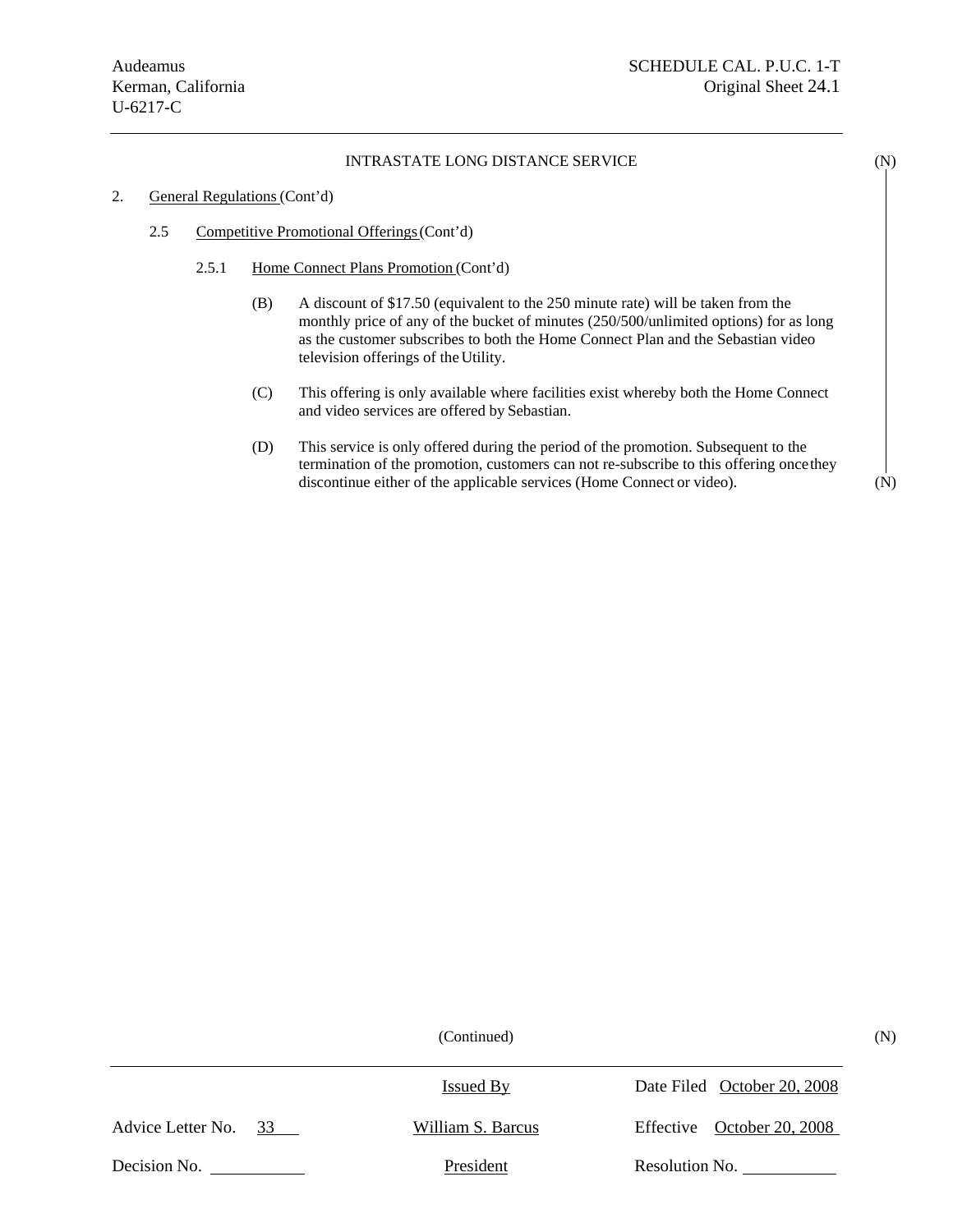Audeamus
Kerman, California
U-6217-C

SCHEDULE CAL. P.U.C. 1-T
Original Sheet 24.1

INTRASTATE LONG DISTANCE SERVICE (N)

2. General Regulations (Cont'd)

2.5 Competitive Promotional Offerings (Cont'd)

2.5.1 Home Connect Plans Promotion (Cont'd)

(B) A discount of $17.50 (equivalent to the 250 minute rate) will be taken from the monthly price of any of the bucket of minutes (250/500/unlimited options) for as long as the customer subscribes to both the Home Connect Plan and the Sebastian video television offerings of the Utility.

(C) This offering is only available where facilities exist whereby both the Home Connect and video services are offered by Sebastian.

(D) This service is only offered during the period of the promotion. Subsequent to the termination of the promotion, customers can not re-subscribe to this offering once they discontinue either of the applicable services (Home Connect or video). (N)

(Continued) (N)

| | Issued By | Date Filed October 20, 2008 |
|---|---|---|
| Advice Letter No. 33 | William S. Barcus | Effective October 20, 2008 |
| Decision No. | President | Resolution No. |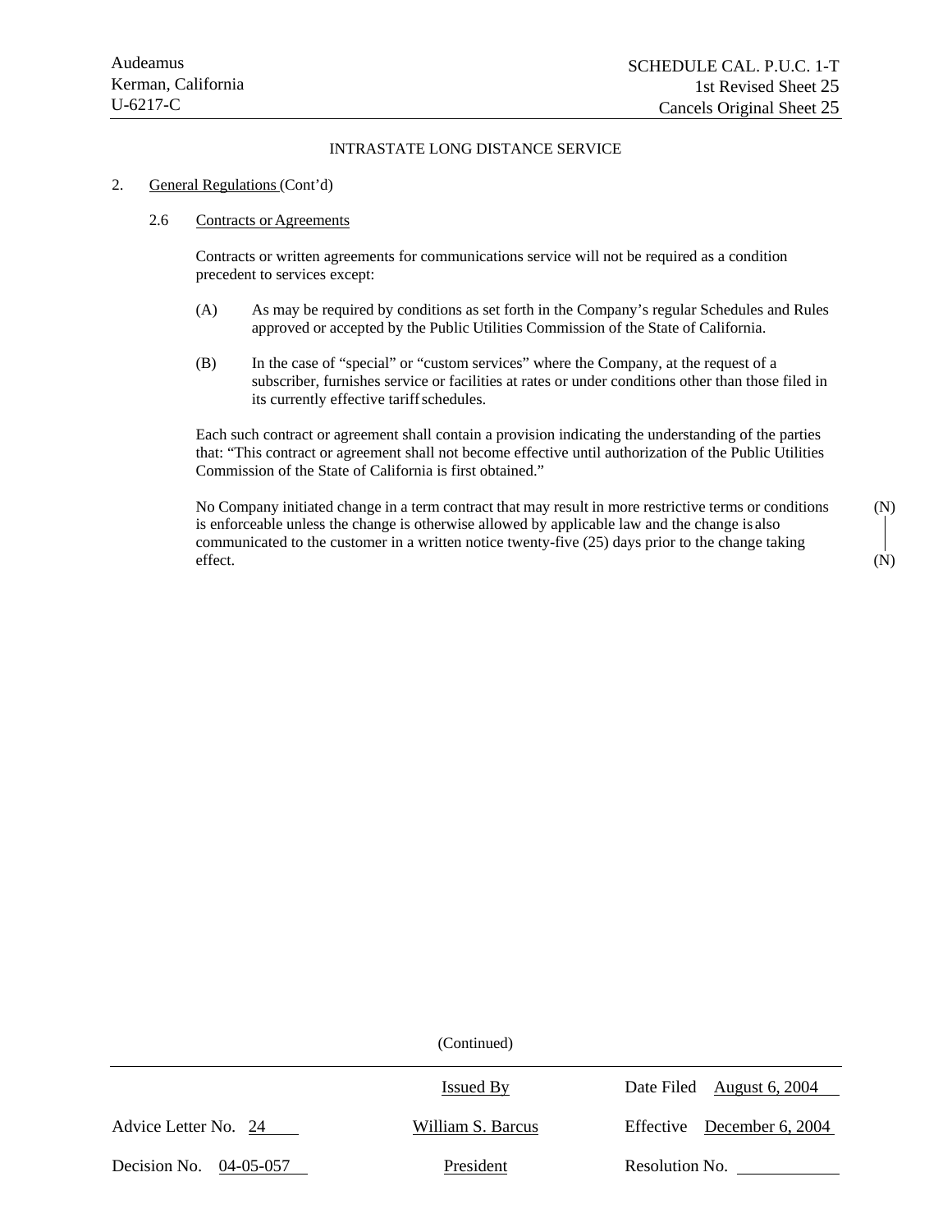Audeamus
Kerman, California
U-6217-C

SCHEDULE CAL. P.U.C. 1-T
1st Revised Sheet 25
Cancels Original Sheet 25

INTRASTATE LONG DISTANCE SERVICE

2. General Regulations (Cont'd)

2.6 Contracts or Agreements

Contracts or written agreements for communications service will not be required as a condition precedent to services except:

(A) As may be required by conditions as set forth in the Company's regular Schedules and Rules approved or accepted by the Public Utilities Commission of the State of California.

(B) In the case of "special" or "custom services" where the Company, at the request of a subscriber, furnishes service or facilities at rates or under conditions other than those filed in its currently effective tariff schedules.

Each such contract or agreement shall contain a provision indicating the understanding of the parties that: "This contract or agreement shall not become effective until authorization of the Public Utilities Commission of the State of California is first obtained."

No Company initiated change in a term contract that may result in more restrictive terms or conditions is enforceable unless the change is otherwise allowed by applicable law and the change is also communicated to the customer in a written notice twenty-five (25) days prior to the change taking effect. (N)

(Continued)

| | Issued By | Date Filed August 6, 2004 |
|---|---|---|
| Advice Letter No. 24 | William S. Barcus | Effective December 6, 2004 |
| Decision No. 04-05-057 | President | Resolution No. |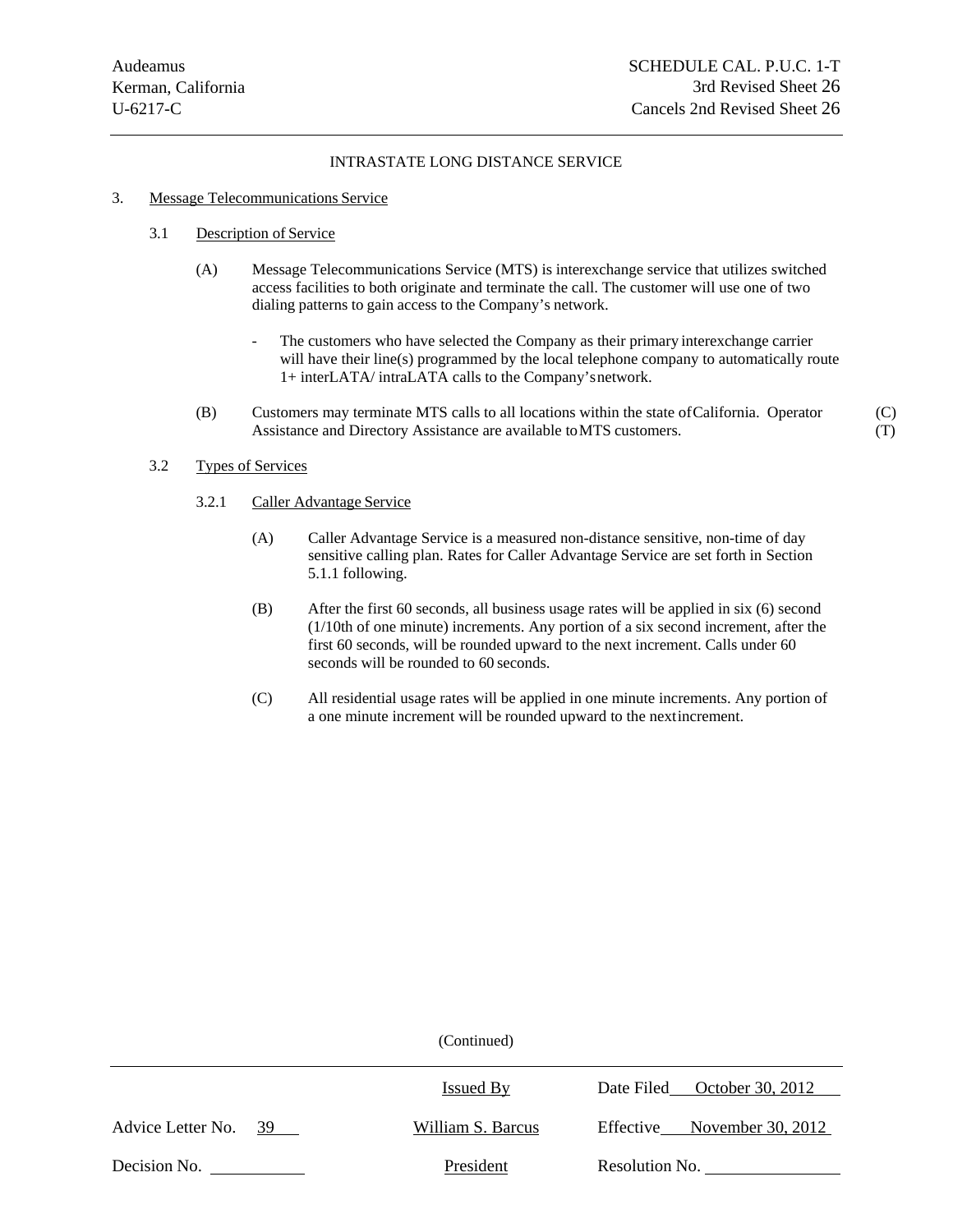Audeamus
Kerman, California
U-6217-C

SCHEDULE CAL. P.U.C. 1-T
3rd Revised Sheet 26
Cancels 2nd Revised Sheet 26

INTRASTATE LONG DISTANCE SERVICE

3. Message Telecommunications Service

3.1 Description of Service

(A) Message Telecommunications Service (MTS) is interexchange service that utilizes switched access facilities to both originate and terminate the call. The customer will use one of two dialing patterns to gain access to the Company's network.

- The customers who have selected the Company as their primary interexchange carrier will have their line(s) programmed by the local telephone company to automatically route 1+ interLATA/ intraLATA calls to the Company's network.

(B) Customers may terminate MTS calls to all locations within the state of California. Operator Assistance and Directory Assistance are available to MTS customers. (C) (T)

3.2 Types of Services

3.2.1 Caller Advantage Service

(A) Caller Advantage Service is a measured non-distance sensitive, non-time of day sensitive calling plan. Rates for Caller Advantage Service are set forth in Section 5.1.1 following.

(B) After the first 60 seconds, all business usage rates will be applied in six (6) second (1/10th of one minute) increments. Any portion of a six second increment, after the first 60 seconds, will be rounded upward to the next increment. Calls under 60 seconds will be rounded to 60 seconds.

(C) All residential usage rates will be applied in one minute increments. Any portion of a one minute increment will be rounded upward to the next increment.

(Continued)

| | Issued By | Date Filed October 30, 2012 |
|---|---|---|
| Advice Letter No. 39 | William S. Barcus | Effective November 30, 2012 |
| Decision No. | President | Resolution No. |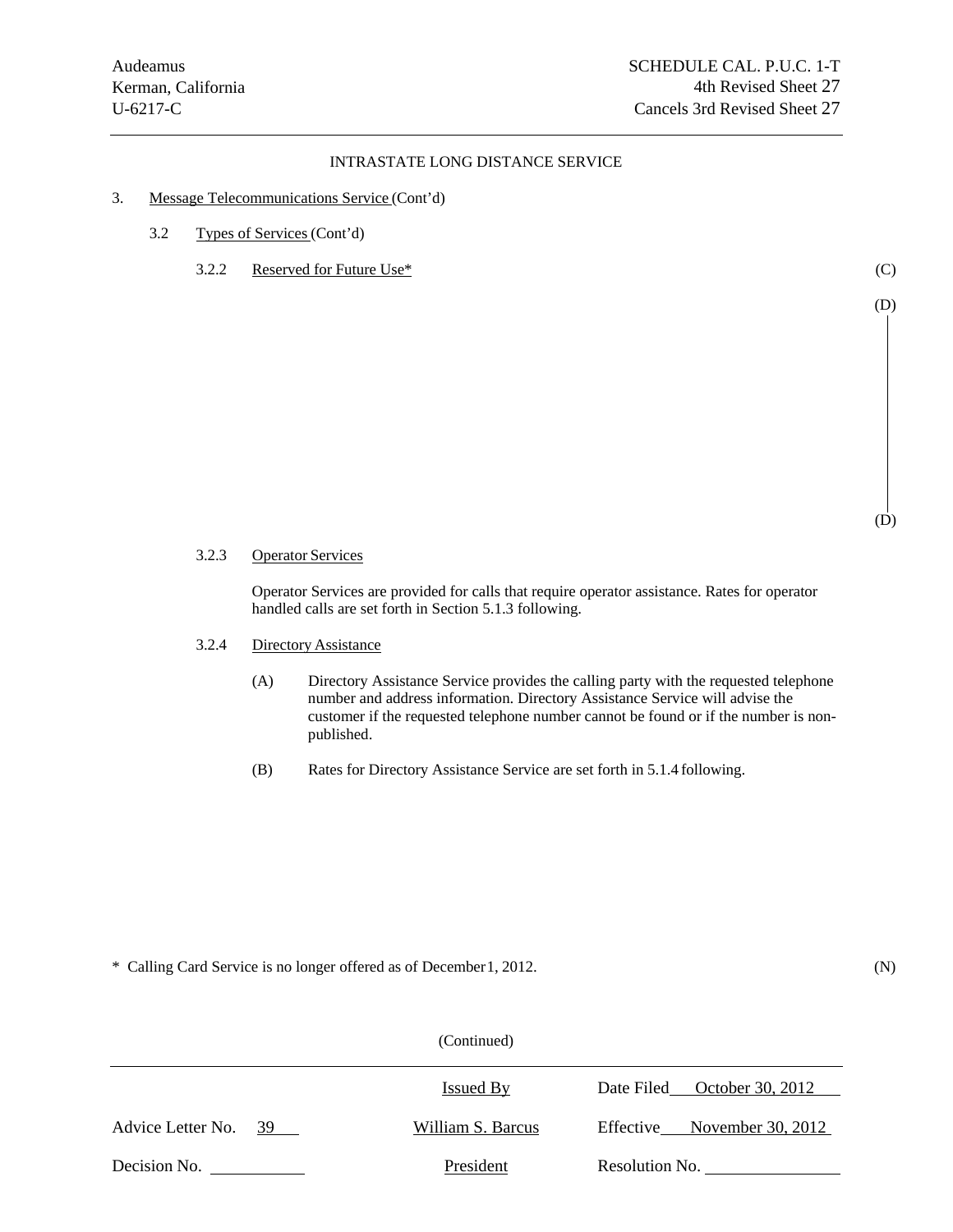Audeamus
Kerman, California
U-6217-C

SCHEDULE CAL. P.U.C. 1-T
4th Revised Sheet 27
Cancels 3rd Revised Sheet 27

INTRASTATE LONG DISTANCE SERVICE

3. Message Telecommunications Service (Cont'd)

3.2 Types of Services (Cont'd)

3.2.2 Reserved for Future Use* (C)

(D)

(D)

3.2.3 Operator Services

Operator Services are provided for calls that require operator assistance. Rates for operator handled calls are set forth in Section 5.1.3 following.

3.2.4 Directory Assistance

(A) Directory Assistance Service provides the calling party with the requested telephone number and address information. Directory Assistance Service will advise the customer if the requested telephone number cannot be found or if the number is non-published.

(B) Rates for Directory Assistance Service are set forth in 5.1.4 following.

* Calling Card Service is no longer offered as of December 1, 2012. (N)

(Continued)

| Advice Letter No. 39 | Issued By | Date Filed October 30, 2012 |
|---|---|---|
| | William S. Barcus | Effective November 30, 2012 |
| Decision No. | President | Resolution No. |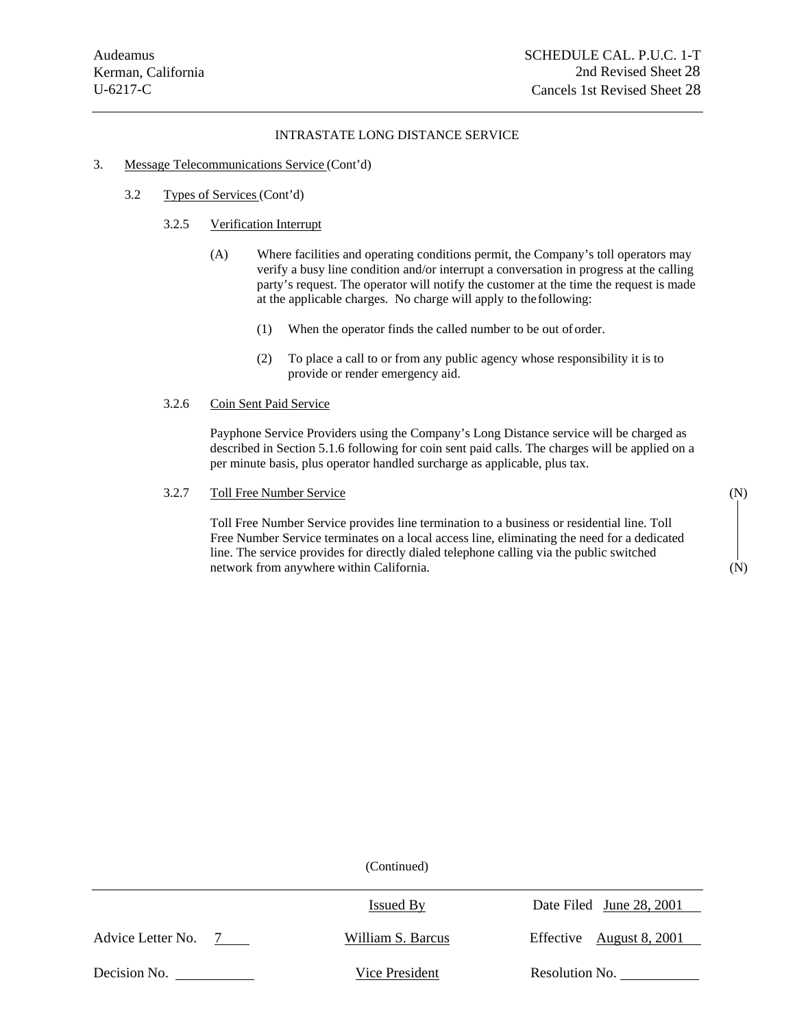Audeamus
Kerman, California
U-6217-C

SCHEDULE CAL. P.U.C. 1-T
2nd Revised Sheet 28
Cancels 1st Revised Sheet 28

INTRASTATE LONG DISTANCE SERVICE

3. Message Telecommunications Service (Cont'd)

3.2 Types of Services (Cont'd)

3.2.5 Verification Interrupt

(A) Where facilities and operating conditions permit, the Company's toll operators may verify a busy line condition and/or interrupt a conversation in progress at the calling party's request. The operator will notify the customer at the time the request is made at the applicable charges. No charge will apply to the following:

(1) When the operator finds the called number to be out of order.

(2) To place a call to or from any public agency whose responsibility it is to provide or render emergency aid.

3.2.6 Coin Sent Paid Service

Payphone Service Providers using the Company's Long Distance service will be charged as described in Section 5.1.6 following for coin sent paid calls. The charges will be applied on a per minute basis, plus operator handled surcharge as applicable, plus tax.

3.2.7 Toll Free Number Service (N)

Toll Free Number Service provides line termination to a business or residential line. Toll Free Number Service terminates on a local access line, eliminating the need for a dedicated line. The service provides for directly dialed telephone calling via the public switched network from anywhere within California. (N)

(Continued)

| | Issued By | Date Filed June 28, 2001 |
|---|---|---|
| Advice Letter No. 7 | William S. Barcus | Effective August 8, 2001 |
| Decision No. | Vice President | Resolution No. |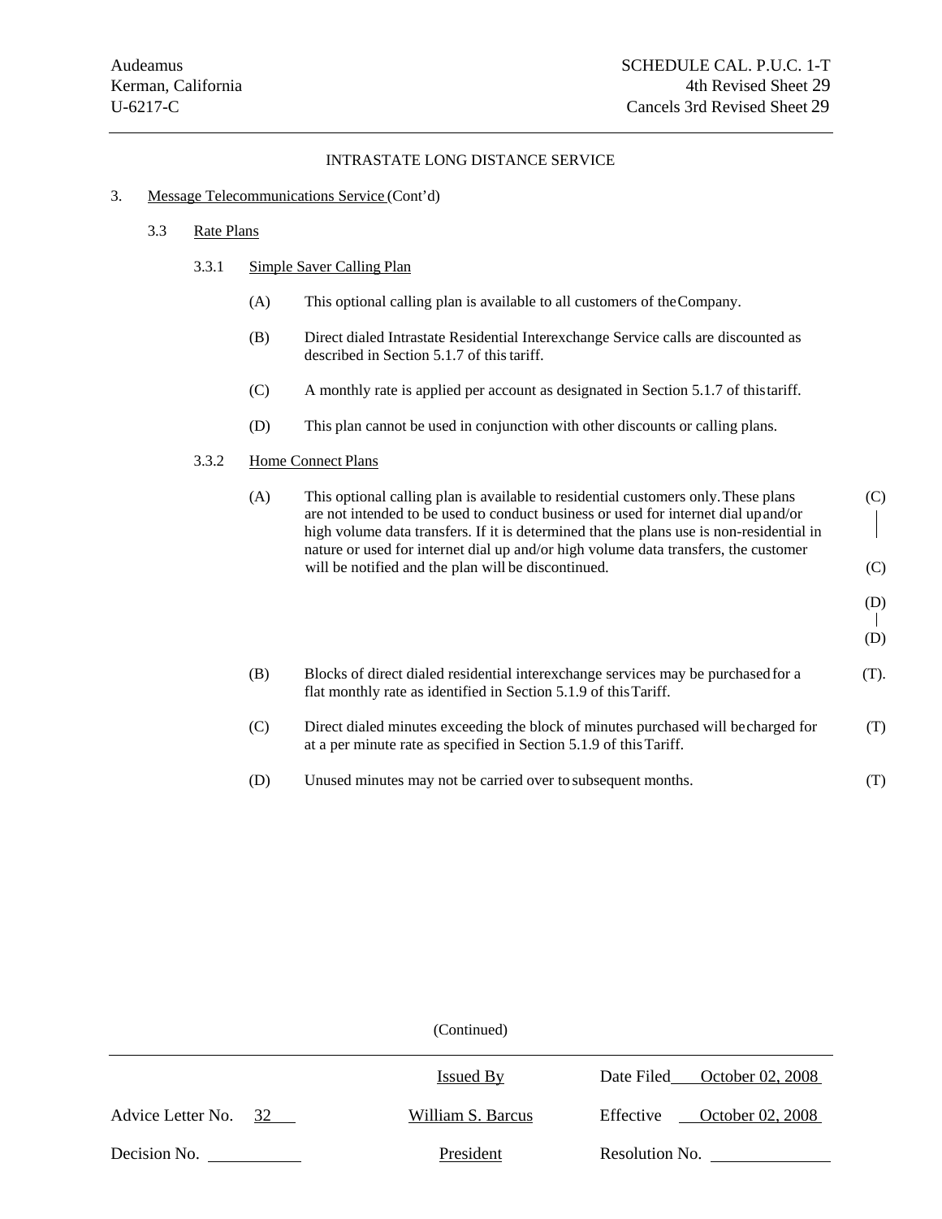Audeamus
Kerman, California
U-6217-C

SCHEDULE CAL. P.U.C. 1-T
4th Revised Sheet 29
Cancels 3rd Revised Sheet 29

INTRASTATE LONG DISTANCE SERVICE

3. Message Telecommunications Service (Cont'd)

3.3 Rate Plans

3.3.1 Simple Saver Calling Plan

(A) This optional calling plan is available to all customers of the Company.

(B) Direct dialed Intrastate Residential Interexchange Service calls are discounted as described in Section 5.1.7 of this tariff.

(C) A monthly rate is applied per account as designated in Section 5.1.7 of this tariff.

(D) This plan cannot be used in conjunction with other discounts or calling plans.

3.3.2 Home Connect Plans

(A) This optional calling plan is available to residential customers only. These plans are not intended to be used to conduct business or used for internet dial up and/or high volume data transfers. If it is determined that the plans use is non-residential in nature or used for internet dial up and/or high volume data transfers, the customer will be notified and the plan will be discontinued. (C)

(D)

(B) Blocks of direct dialed residential interexchange services may be purchased for a flat monthly rate as identified in Section 5.1.9 of this Tariff. (T).

(C) Direct dialed minutes exceeding the block of minutes purchased will be charged for at a per minute rate as specified in Section 5.1.9 of this Tariff. (T)

(D) Unused minutes may not be carried over to subsequent months. (T)

(Continued)

| | Issued By | Date Filed October 02, 2008 |
|---|---|---|
| Advice Letter No. 32 | William S. Barcus | Effective October 02, 2008 |
| Decision No. | President | Resolution No. |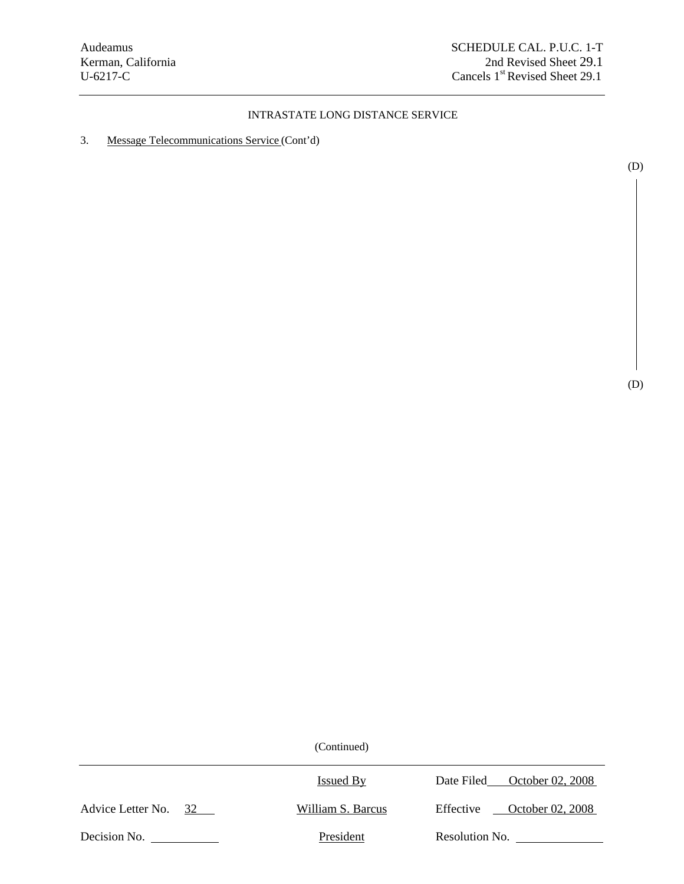## INTRASTATE LONG DISTANCE SERVICE

3. Message Telecommunications Service (Cont'd)

(D)

(D)

(Continued)

| | Issued By | Date Filed October 02, 2008 |
|---|---|---|
| Advice Letter No. 32 | William S. Barcus | Effective October 02, 2008 |
| Decision No. | President | Resolution No. |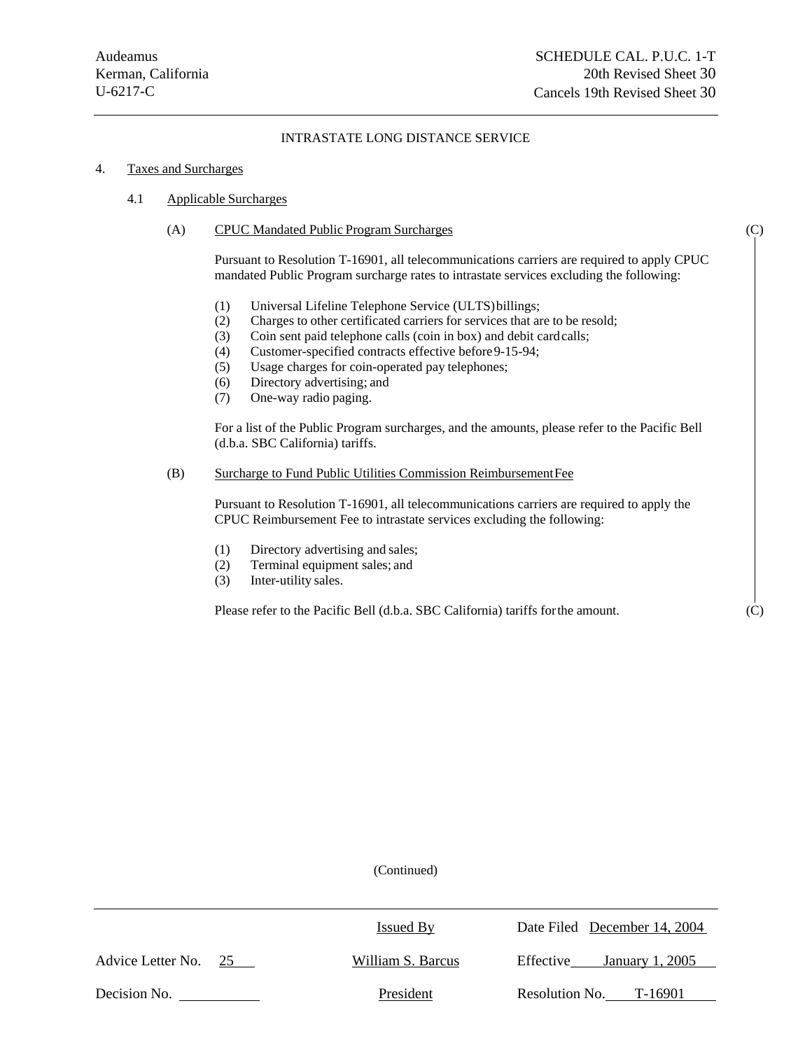Audeamus
Kerman, California
U-6217-C

SCHEDULE CAL. P.U.C. 1-T
20th Revised Sheet 30
Cancels 19th Revised Sheet 30

INTRASTATE LONG DISTANCE SERVICE

4. Taxes and Surcharges

4.1 Applicable Surcharges

(A) CPUC Mandated Public Program Surcharges (C)

Pursuant to Resolution T-16901, all telecommunications carriers are required to apply CPUC mandated Public Program surcharge rates to intrastate services excluding the following:

(1) Universal Lifeline Telephone Service (ULTS) billings;
(2) Charges to other certificated carriers for services that are to be resold;
(3) Coin sent paid telephone calls (coin in box) and debit card calls;
(4) Customer-specified contracts effective before 9-15-94;
(5) Usage charges for coin-operated pay telephones;
(6) Directory advertising; and
(7) One-way radio paging.

For a list of the Public Program surcharges, and the amounts, please refer to the Pacific Bell (d.b.a. SBC California) tariffs.

(B) Surcharge to Fund Public Utilities Commission Reimbursement Fee

Pursuant to Resolution T-16901, all telecommunications carriers are required to apply the CPUC Reimbursement Fee to intrastate services excluding the following:

(1) Directory advertising and sales;
(2) Terminal equipment sales; and
(3) Inter-utility sales.

Please refer to the Pacific Bell (d.b.a. SBC California) tariffs for the amount. (C)

(Continued)

| Advice Letter No. 25 | Issued By | Date Filed December 14, 2004 |
|---|---|---|
| | William S. Barcus | Effective January 1, 2005 |
| Decision No. | President | Resolution No. T-16901 |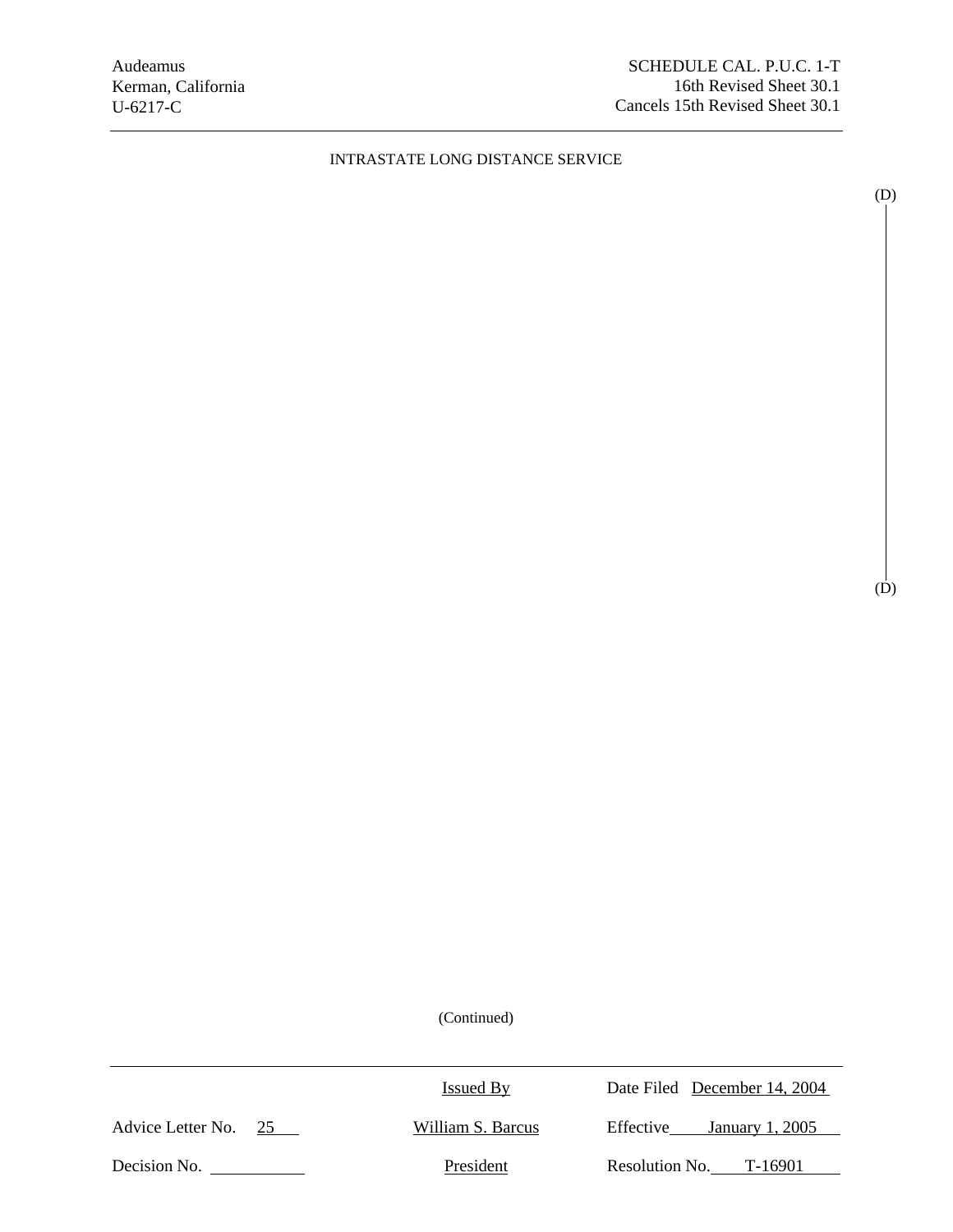Audeamus
Kerman, California
U-6217-C

SCHEDULE CAL. P.U.C. 1-T
16th Revised Sheet 30.1
Cancels 15th Revised Sheet 30.1

INTRASTATE LONG DISTANCE SERVICE

(D)

(D)

(Continued)

| | Issued By | Date Filed December 14, 2004 |
|---|---|---|
| Advice Letter No. 25 | William S. Barcus | Effective January 1, 2005 |
| Decision No. | President | Resolution No. T-16901 |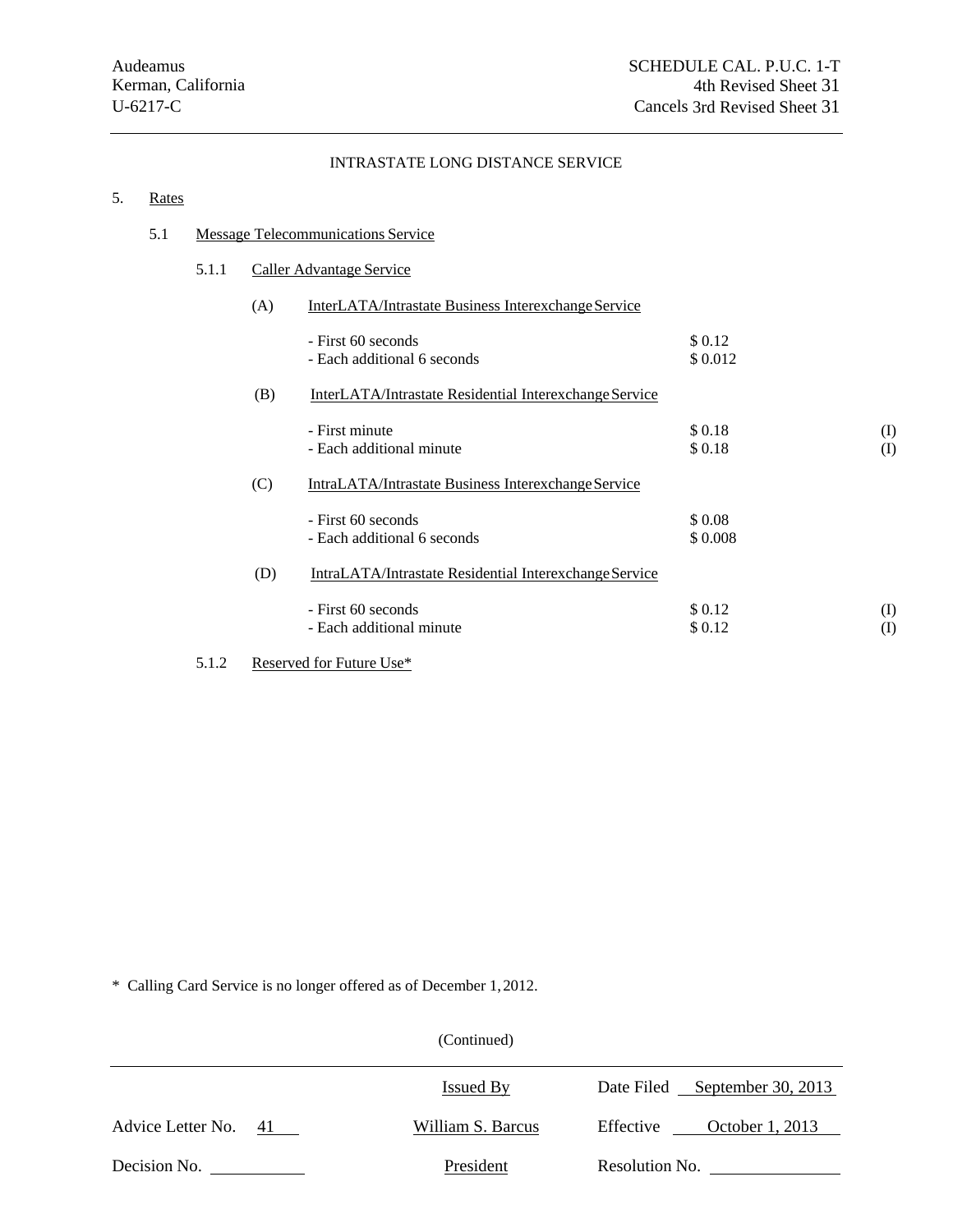Audeamus
Kerman, California
U-6217-C

SCHEDULE CAL. P.U.C. 1-T
4th Revised Sheet 31
Cancels 3rd Revised Sheet 31

INTRASTATE LONG DISTANCE SERVICE

5. Rates

5.1 Message Telecommunications Service

5.1.1 Caller Advantage Service

(A) InterLATA/Intrastate Business Interexchange Service

| | | |
|---|---|---|
| - First 60 seconds | $ 0.12 | |
| - Each additional 6 seconds | $ 0.012 | |

(B) InterLATA/Intrastate Residential Interexchange Service

| | | |
|---|---|---|
| - First minute | $ 0.18 | (I) |
| - Each additional minute | $ 0.18 | (I) |

(C) IntraLATA/Intrastate Business Interexchange Service

| | | |
|---|---|---|
| - First 60 seconds | $ 0.08 | |
| - Each additional 6 seconds | $ 0.008 | |

(D) IntraLATA/Intrastate Residential Interexchange Service

| | | |
|---|---|---|
| - First 60 seconds | $ 0.12 | (I) |
| - Each additional minute | $ 0.12 | (I) |

5.1.2 Reserved for Future Use*

* Calling Card Service is no longer offered as of December 1, 2012.

(Continued)

Advice Letter No. 41 | Issued By William S. Barcus, President | Date Filed September 30, 2013 | Effective October 1, 2013

Decision No. | Resolution No.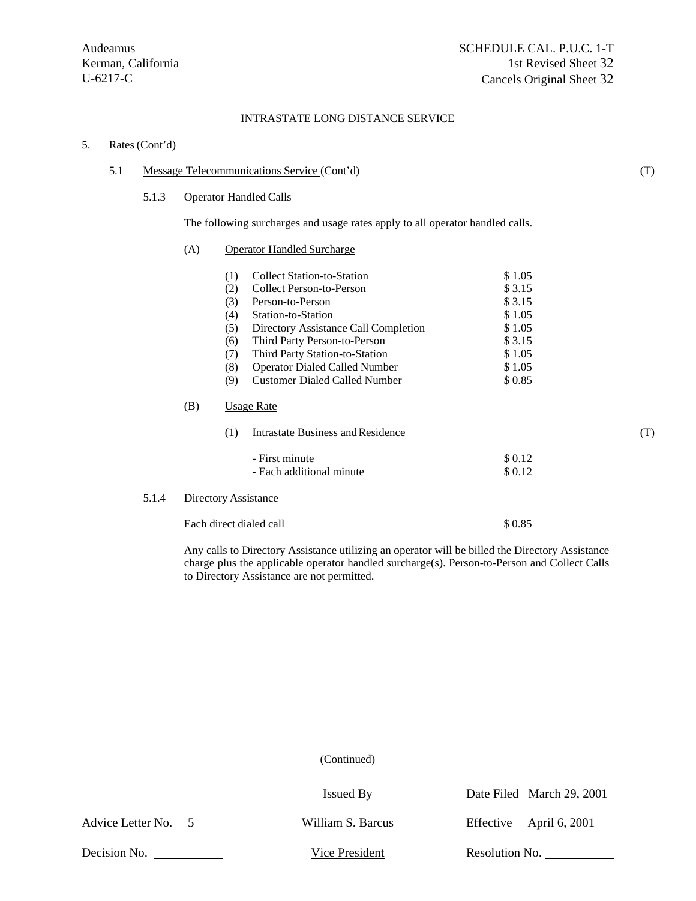Audeamus
Kerman, California
U-6217-C

SCHEDULE CAL. P.U.C. 1-T
1st Revised Sheet 32
Cancels Original Sheet 32

INTRASTATE LONG DISTANCE SERVICE

5. Rates (Cont'd)

5.1 Message Telecommunications Service (Cont'd) (T)

5.1.3 Operator Handled Calls

The following surcharges and usage rates apply to all operator handled calls.

(A) Operator Handled Surcharge

| | | |
|---|---|---|
| (1) | Collect Station-to-Station | \$ 1.05 |
| (2) | Collect Person-to-Person | \$ 3.15 |
| (3) | Person-to-Person | \$ 3.15 |
| (4) | Station-to-Station | \$ 1.05 |
| (5) | Directory Assistance Call Completion | \$ 1.05 |
| (6) | Third Party Person-to-Person | \$ 3.15 |
| (7) | Third Party Station-to-Station | \$ 1.05 |
| (8) | Operator Dialed Called Number | \$ 1.05 |
| (9) | Customer Dialed Called Number | \$ 0.85 |

(B) Usage Rate

(1) Intrastate Business and Residence (T)

| | |
|---|---|
| - First minute | \$ 0.12 |
| - Each additional minute | \$ 0.12 |

5.1.4 Directory Assistance

| | |
|---|---|
| Each direct dialed call | \$ 0.85 |

Any calls to Directory Assistance utilizing an operator will be billed the Directory Assistance charge plus the applicable operator handled surcharge(s). Person-to-Person and Collect Calls to Directory Assistance are not permitted.

(Continued)

| | | |
|---|---|---|
| | Issued By | Date Filed March 29, 2001 |
| Advice Letter No. 5 | William S. Barcus | Effective April 6, 2001 |
| Decision No. | Vice President | Resolution No. |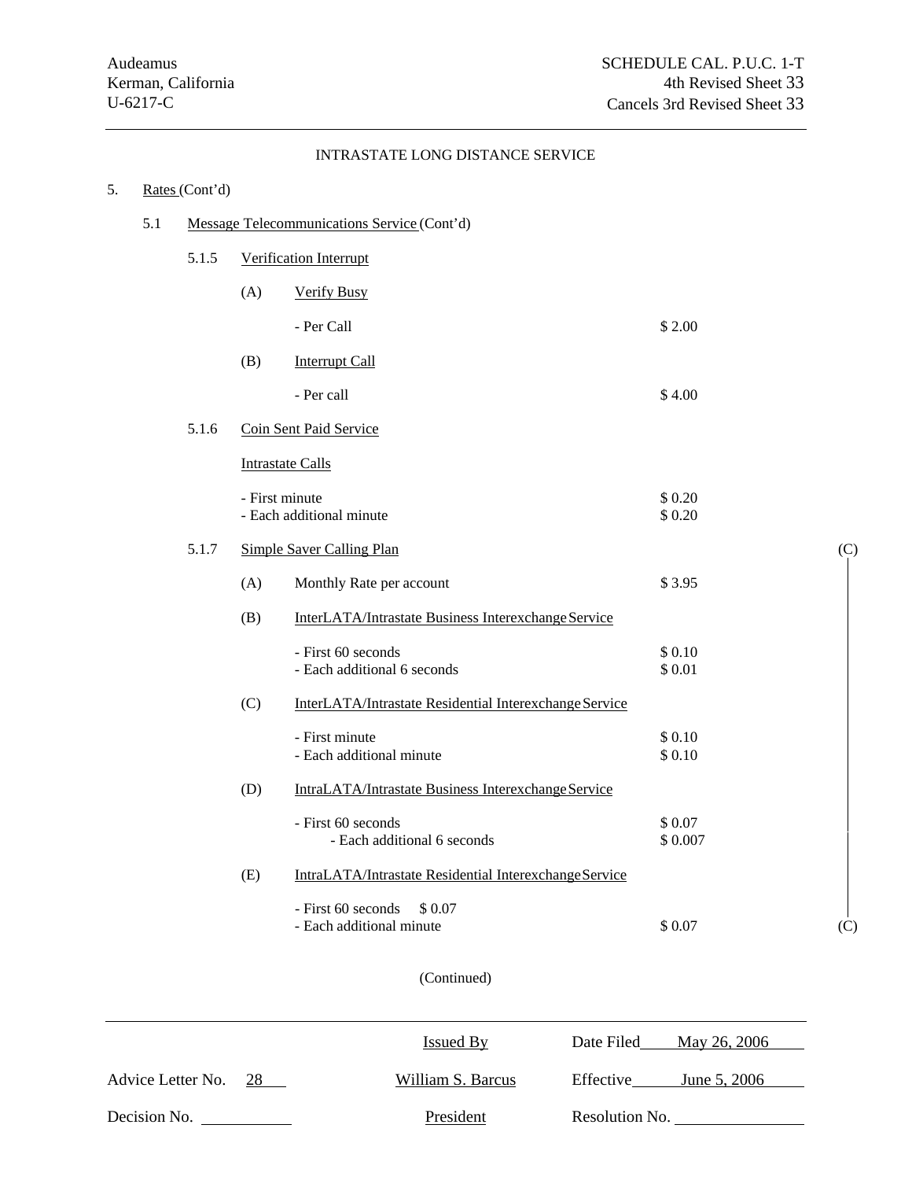Audeamus
Kerman, California
U-6217-C

SCHEDULE CAL. P.U.C. 1-T
4th Revised Sheet 33
Cancels 3rd Revised Sheet 33

INTRASTATE LONG DISTANCE SERVICE

5. Rates (Cont'd)

5.1 Message Telecommunications Service (Cont'd)

5.1.5 Verification Interrupt

(A) Verify Busy

| | |
|---|---|
| - Per Call | $ 2.00 |

(B) Interrupt Call

| | |
|---|---|
| - Per call | $ 4.00 |

5.1.6 Coin Sent Paid Service

Intrastate Calls

| | |
|---|---|
| - First minute | $ 0.20 |
| - Each additional minute | $ 0.20 |

5.1.7 Simple Saver Calling Plan (C)

(A) Monthly Rate per account $ 3.95

(B) InterLATA/Intrastate Business Interexchange Service

| | |
|---|---|
| - First 60 seconds | $ 0.10 |
| - Each additional 6 seconds | $ 0.01 |

(C) InterLATA/Intrastate Residential Interexchange Service

| | |
|---|---|
| - First minute | $ 0.10 |
| - Each additional minute | $ 0.10 |

(D) IntraLATA/Intrastate Business Interexchange Service

| | |
|---|---|
| - First 60 seconds | $ 0.07 |
| - Each additional 6 seconds | $ 0.007 |

(E) IntraLATA/Intrastate Residential Interexchange Service

| | |
|---|---|
| - First 60 seconds | $ 0.07 |
| - Each additional minute | $ 0.07 |

(C)

(Continued)

| | | |
|---|---|---|
| | Issued By | Date Filed May 26, 2006 |
| Advice Letter No. 28 | William S. Barcus | Effective June 5, 2006 |
| Decision No. | President | Resolution No. |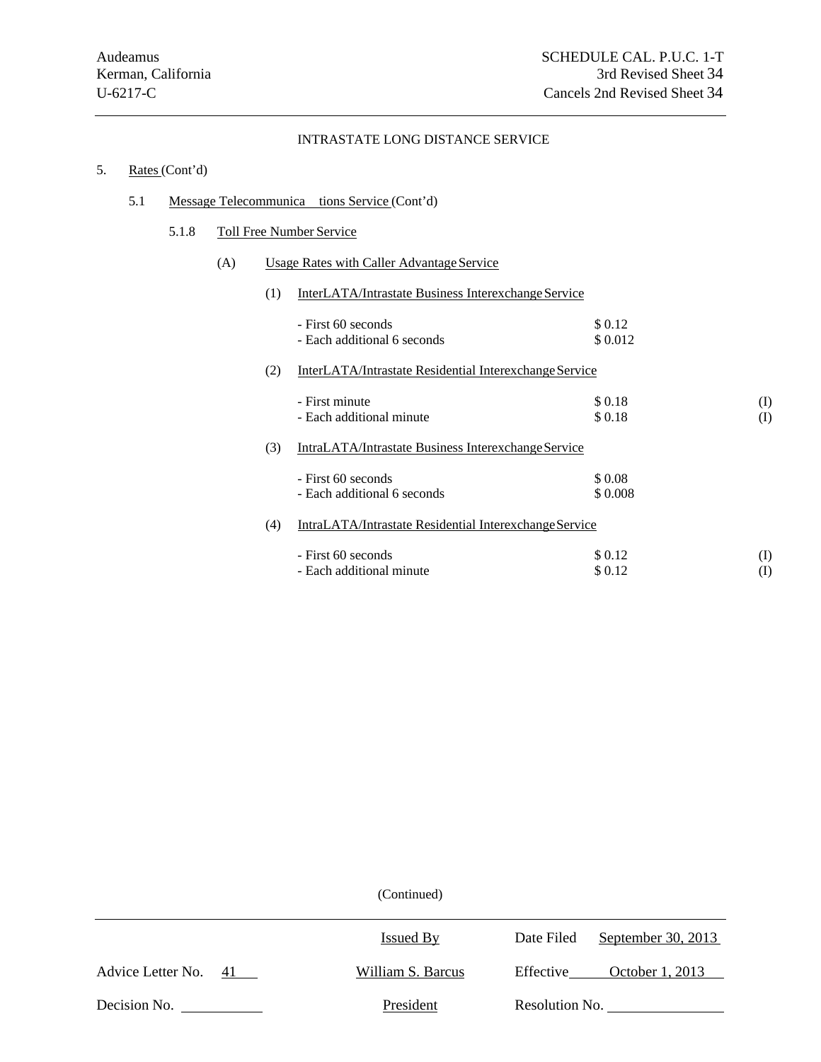Audeamus
Kerman, California
U-6217-C

SCHEDULE CAL. P.U.C. 1-T
3rd Revised Sheet 34
Cancels 2nd Revised Sheet 34

INTRASTATE LONG DISTANCE SERVICE

5. Rates (Cont'd)

5.1 Message Telecommunica tions Service (Cont'd)

5.1.8 Toll Free Number Service

(A) Usage Rates with Caller Advantage Service

(1) InterLATA/Intrastate Business Interexchange Service

| | | |
|---|---|---|
| - First 60 seconds | $ 0.12 | |
| - Each additional 6 seconds | $ 0.012 | |

(2) InterLATA/Intrastate Residential Interexchange Service

| | | |
|---|---|---|
| - First minute | $ 0.18 | (I) |
| - Each additional minute | $ 0.18 | (I) |

(3) IntraLATA/Intrastate Business Interexchange Service

| | | |
|---|---|---|
| - First 60 seconds | $ 0.08 | |
| - Each additional 6 seconds | $ 0.008 | |

(4) IntraLATA/Intrastate Residential Interexchange Service

| | | |
|---|---|---|
| - First 60 seconds | $ 0.12 | (I) |
| - Each additional minute | $ 0.12 | (I) |

(Continued)

| | | |
|---|---|---|
| | Issued By | Date Filed September 30, 2013 |
| Advice Letter No. 41 | William S. Barcus | Effective October 1, 2013 |
| Decision No. | President | Resolution No. |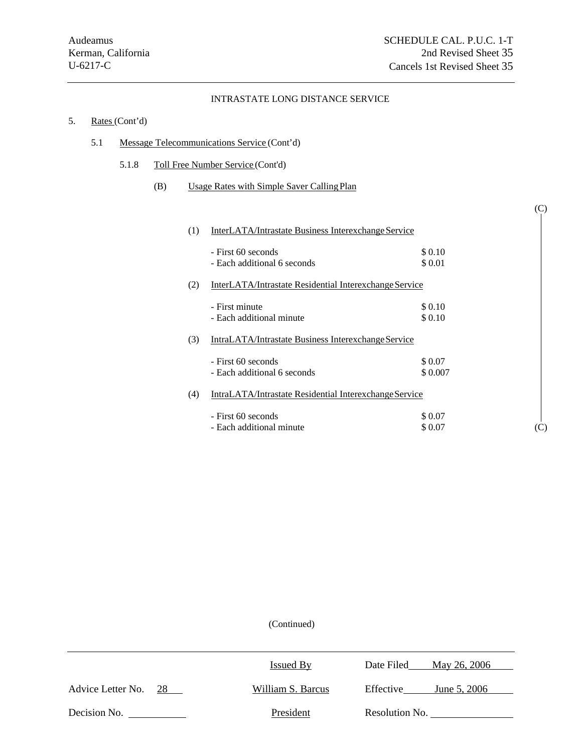Audeamus
Kerman, California
U-6217-C

SCHEDULE CAL. P.U.C. 1-T
2nd Revised Sheet 35
Cancels 1st Revised Sheet 35

INTRASTATE LONG DISTANCE SERVICE

5. Rates (Cont'd)

5.1 Message Telecommunications Service (Cont'd)

5.1.8 Toll Free Number Service (Cont'd)

(B) Usage Rates with Simple Saver Calling Plan

(C)

(1) InterLATA/Intrastate Business Interexchange Service

| | |
|---|---|
| - First 60 seconds | $ 0.10 |
| - Each additional 6 seconds | $ 0.01 |

(2) InterLATA/Intrastate Residential Interexchange Service

| | |
|---|---|
| - First minute | $ 0.10 |
| - Each additional minute | $ 0.10 |

(3) IntraLATA/Intrastate Business Interexchange Service

| | |
|---|---|
| - First 60 seconds | $ 0.07 |
| - Each additional 6 seconds | $ 0.007 |

(4) IntraLATA/Intrastate Residential Interexchange Service

| | |
|---|---|
| - First 60 seconds | $ 0.07 |
| - Each additional minute | $ 0.07 |

(C)

(Continued)

| | | |
|---|---|---|
| | Issued By | Date Filed May 26, 2006 |
| Advice Letter No. 28 | William S. Barcus | Effective June 5, 2006 |
| Decision No. | President | Resolution No. |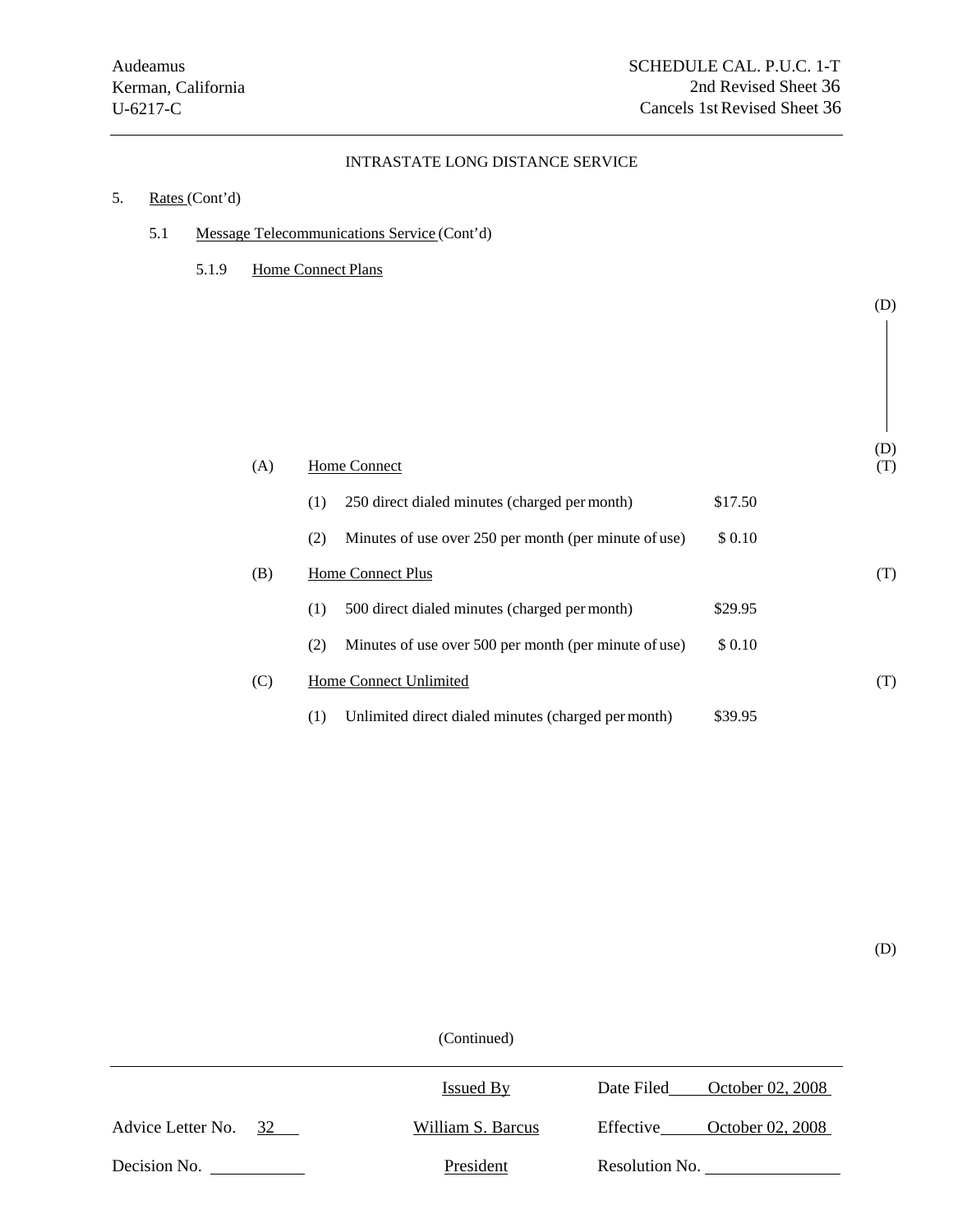Audeamus
Kerman, California
U-6217-C

SCHEDULE CAL. P.U.C. 1-T
2nd Revised Sheet 36
Cancels 1st Revised Sheet 36

INTRASTATE LONG DISTANCE SERVICE

5. Rates (Cont'd)

5.1 Message Telecommunications Service (Cont'd)

5.1.9 Home Connect Plans

(D)

(D)

(A) Home Connect (T)

| | | |
|---|---|---|
| (1) | 250 direct dialed minutes (charged per month) | $17.50 |
| (2) | Minutes of use over 250 per month (per minute of use) | $ 0.10 |

(B) Home Connect Plus (T)

| | | |
|---|---|---|
| (1) | 500 direct dialed minutes (charged per month) | $29.95 |
| (2) | Minutes of use over 500 per month (per minute of use) | $ 0.10 |

(C) Home Connect Unlimited (T)

| | | |
|---|---|---|
| (1) | Unlimited direct dialed minutes (charged per month) | $39.95 |

(D)

(Continued)

| | | |
|---|---|---|
| | Issued By | Date Filed October 02, 2008 |
| Advice Letter No. 32 | William S. Barcus | Effective October 02, 2008 |
| Decision No. | President | Resolution No. |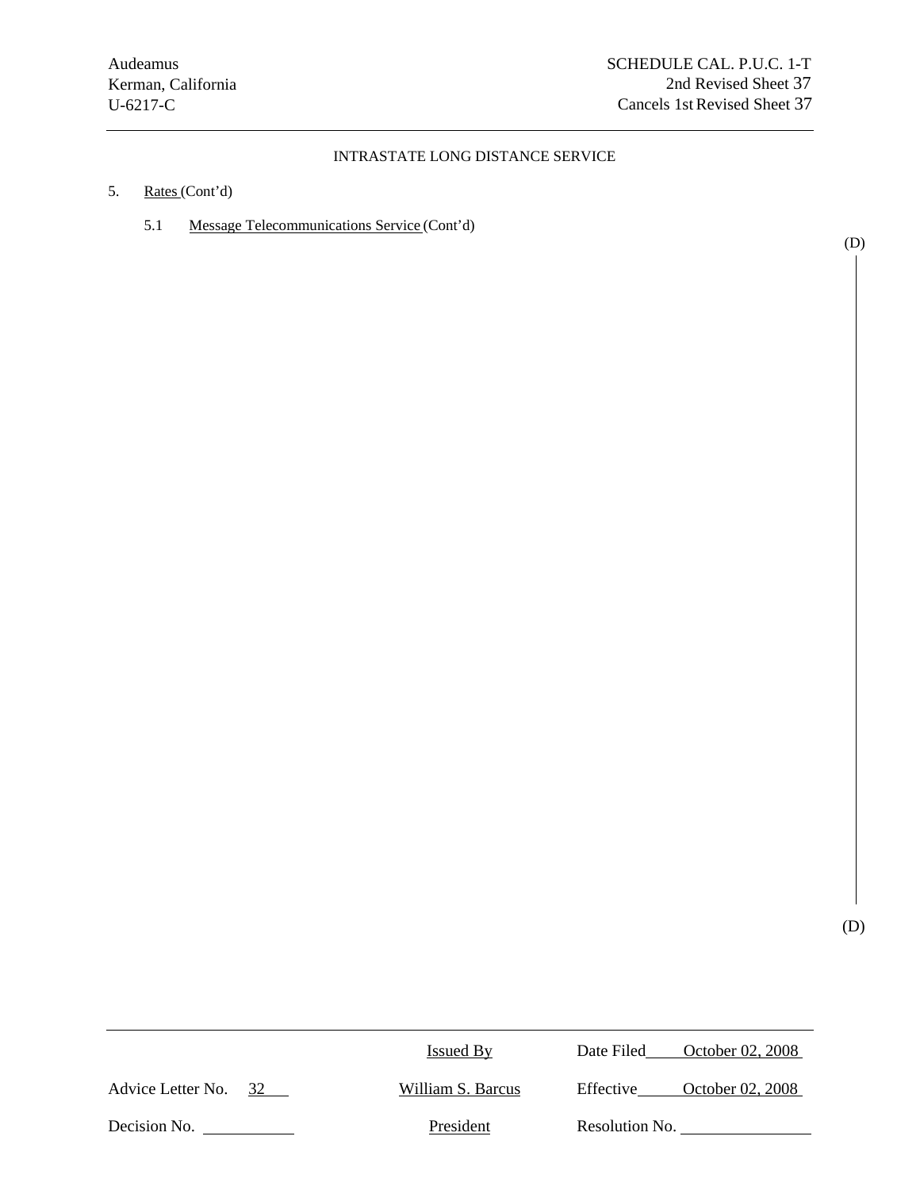Audeamus
Kerman, California
U-6217-C

SCHEDULE CAL. P.U.C. 1-T
2nd Revised Sheet 37
Cancels 1st Revised Sheet 37

INTRASTATE LONG DISTANCE SERVICE

5. Rates (Cont'd)

5.1 Message Telecommunications Service (Cont'd)

(D)

(D)

| | | |
|---|---|---|
| | Issued By | Date Filed October 02, 2008 |
| Advice Letter No. 32 | William S. Barcus | Effective October 02, 2008 |
| Decision No. | President | Resolution No. |